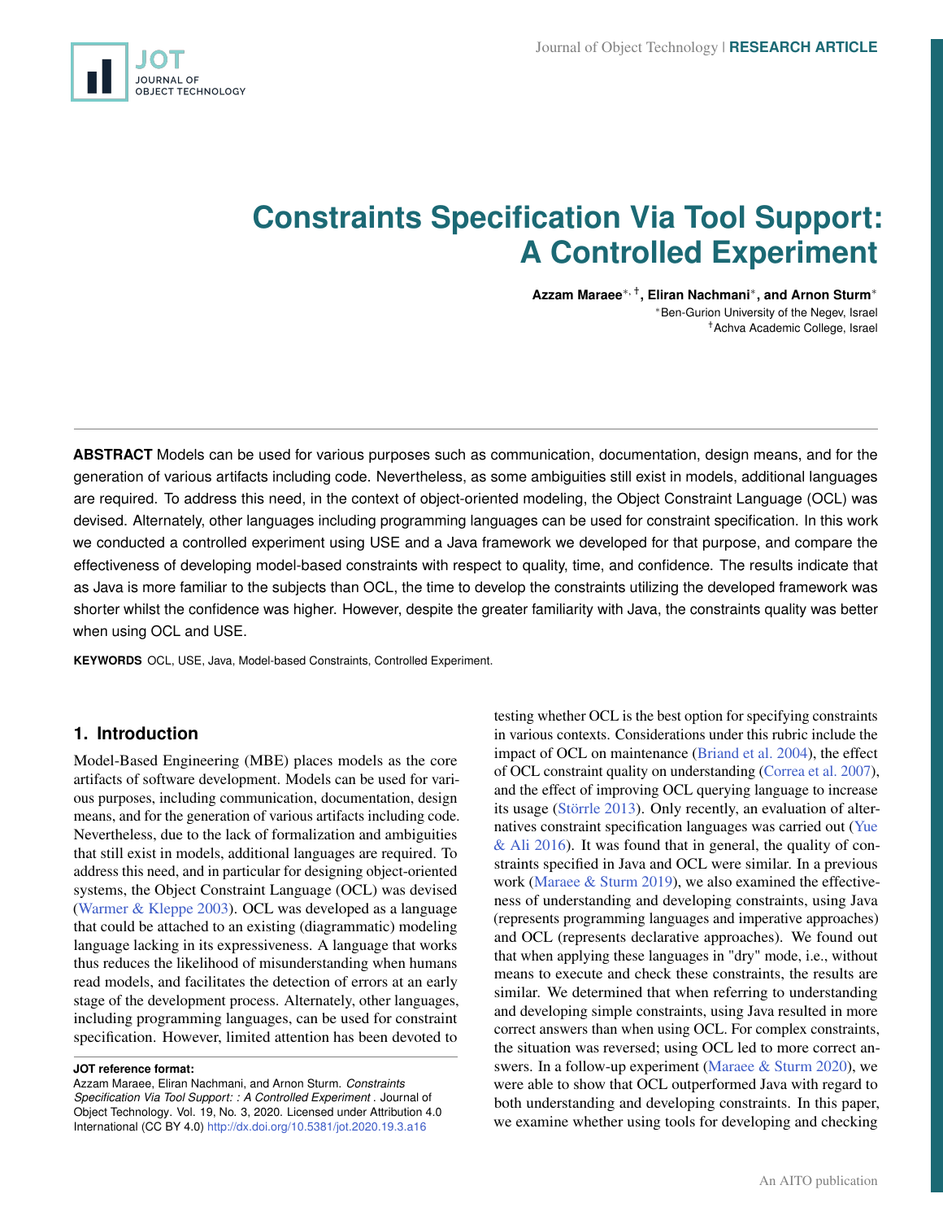# Constraints Specification Via Tool Support: A Controlled Experiment

**Azzam Maraee**[*,†], **Eliran Nachmani**[*], **and Arnon Sturm**[*]

[*]Ben-Gurion University of the Negev, Israel

[†]Achva Academic College, Israel

**ABSTRACT** Models can be used for various purposes such as communication, documentation, design means, and for the generation of various artifacts including code. Nevertheless, as some ambiguities still exist in models, additional languages are required. To address this need, in the context of object-oriented modeling, the Object Constraint Language (OCL) was devised. Alternately, other languages including programming languages can be used for constraint specification. In this work we conducted a controlled experiment using USE and a Java framework we developed for that purpose, and compare the effectiveness of developing model-based constraints with respect to quality, time, and confidence. The results indicate that as Java is more familiar to the subjects than OCL, the time to develop the constraints utilizing the developed framework was shorter whilst the confidence was higher. However, despite the greater familiarity with Java, the constraints quality was better when using OCL and USE.

**KEYWORDS** OCL, USE, Java, Model-based Constraints, Controlled Experiment.

## 1. Introduction

Model-Based Engineering (MBE) places models as the core artifacts of software development. Models can be used for various purposes, including communication, documentation, design means, and for the generation of various artifacts including code. Nevertheless, due to the lack of formalization and ambiguities that still exist in models, additional languages are required. To address this need, and in particular for designing object-oriented systems, the Object Constraint Language (OCL) was devised (Warmer & Kleppe 2003). OCL was developed as a language that could be attached to an existing (diagrammatic) modeling language lacking in its expressiveness. A language that works thus reduces the likelihood of misunderstanding when humans read models, and facilitates the detection of errors at an early stage of the development process. Alternately, other languages, including programming languages, can be used for constraint specification. However, limited attention has been devoted to testing whether OCL is the best option for specifying constraints in various contexts. Considerations under this rubric include the impact of OCL on maintenance (Briand et al. 2004), the effect of OCL constraint quality on understanding (Correa et al. 2007), and the effect of improving OCL querying language to increase its usage (Störrle 2013). Only recently, an evaluation of alternatives constraint specification languages was carried out (Yue & Ali 2016). It was found that in general, the quality of constraints specified in Java and OCL were similar. In a previous work (Maraee & Sturm 2019), we also examined the effectiveness of understanding and developing constraints, using Java (represents programming languages and imperative approaches) and OCL (represents declarative approaches). We found out that when applying these languages in "dry" mode, i.e., without means to execute and check these constraints, the results are similar. We determined that when referring to understanding and developing simple constraints, using Java resulted in more correct answers than when using OCL. For complex constraints, the situation was reversed; using OCL led to more correct answers. In a follow-up experiment (Maraee & Sturm 2020), we were able to show that OCL outperformed Java with regard to both understanding and developing constraints. In this paper, we examine whether using tools for developing and checking

**JOT reference format:**
Azzam Maraee, Eliran Nachmani, and Arnon Sturm. *Constraints Specification Via Tool Support: : A Controlled Experiment* . Journal of Object Technology. Vol. 19, No. 3, 2020. Licensed under Attribution 4.0 International (CC BY 4.0) http://dx.doi.org/10.5381/jot.2020.19.3.a16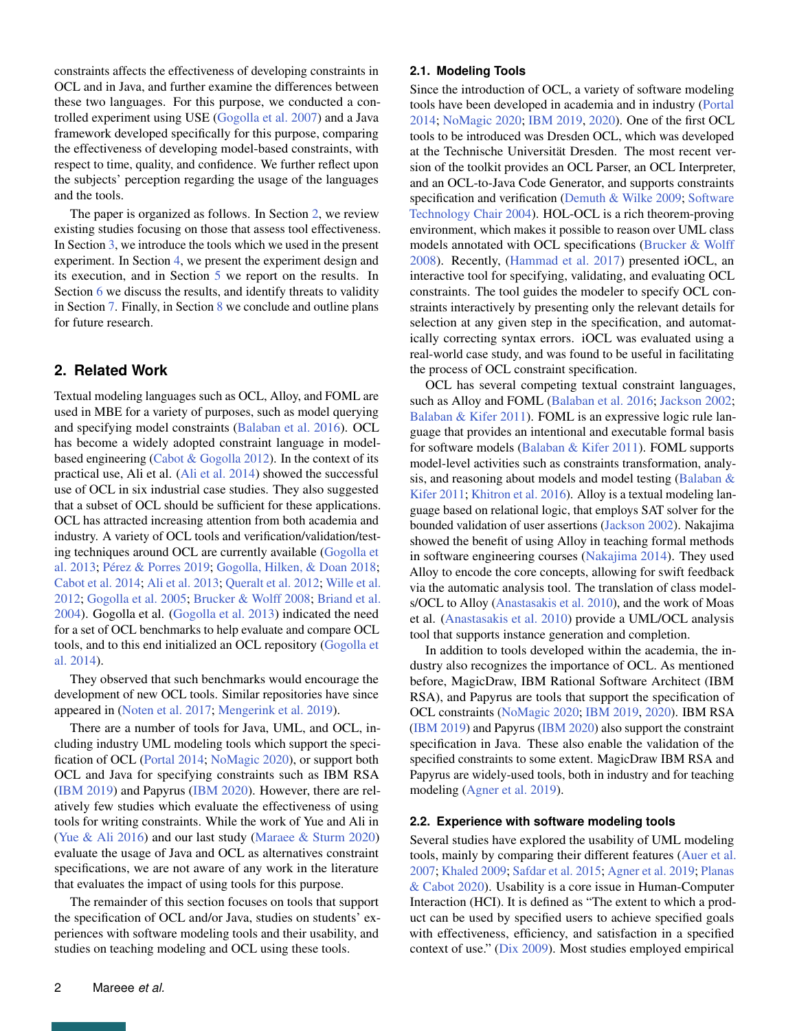constraints affects the effectiveness of developing constraints in OCL and in Java, and further examine the differences between these two languages. For this purpose, we conducted a controlled experiment using USE (Gogolla et al. 2007) and a Java framework developed specifically for this purpose, comparing the effectiveness of developing model-based constraints, with respect to time, quality, and confidence. We further reflect upon the subjects' perception regarding the usage of the languages and the tools.

The paper is organized as follows. In Section 2, we review existing studies focusing on those that assess tool effectiveness. In Section 3, we introduce the tools which we used in the present experiment. In Section 4, we present the experiment design and its execution, and in Section 5 we report on the results. In Section 6 we discuss the results, and identify threats to validity in Section 7. Finally, in Section 8 we conclude and outline plans for future research.

## 2. Related Work

Textual modeling languages such as OCL, Alloy, and FOML are used in MBE for a variety of purposes, such as model querying and specifying model constraints (Balaban et al. 2016). OCL has become a widely adopted constraint language in model-based engineering (Cabot & Gogolla 2012). In the context of its practical use, Ali et al. (Ali et al. 2014) showed the successful use of OCL in six industrial case studies. They also suggested that a subset of OCL should be sufficient for these applications. OCL has attracted increasing attention from both academia and industry. A variety of OCL tools and verification/validation/testing techniques around OCL are currently available (Gogolla et al. 2013; Pérez & Porres 2019; Gogolla, Hilken, & Doan 2018; Cabot et al. 2014; Ali et al. 2013; Queralt et al. 2012; Wille et al. 2012; Gogolla et al. 2005; Brucker & Wolff 2008; Briand et al. 2004). Gogolla et al. (Gogolla et al. 2013) indicated the need for a set of OCL benchmarks to help evaluate and compare OCL tools, and to this end initialized an OCL repository (Gogolla et al. 2014).

They observed that such benchmarks would encourage the development of new OCL tools. Similar repositories have since appeared in (Noten et al. 2017; Mengerink et al. 2019).

There are a number of tools for Java, UML, and OCL, including industry UML modeling tools which support the specification of OCL (Portal 2014; NoMagic 2020), or support both OCL and Java for specifying constraints such as IBM RSA (IBM 2019) and Papyrus (IBM 2020). However, there are relatively few studies which evaluate the effectiveness of using tools for writing constraints. While the work of Yue and Ali in (Yue & Ali 2016) and our last study (Maraee & Sturm 2020) evaluate the usage of Java and OCL as alternatives constraint specifications, we are not aware of any work in the literature that evaluates the impact of using tools for this purpose.

The remainder of this section focuses on tools that support the specification of OCL and/or Java, studies on students' experiences with software modeling tools and their usability, and studies on teaching modeling and OCL using these tools.

### 2.1. Modeling Tools

Since the introduction of OCL, a variety of software modeling tools have been developed in academia and in industry (Portal 2014; NoMagic 2020; IBM 2019, 2020). One of the first OCL tools to be introduced was Dresden OCL, which was developed at the Technische Universität Dresden. The most recent version of the toolkit provides an OCL Parser, an OCL Interpreter, and an OCL-to-Java Code Generator, and supports constraints specification and verification (Demuth & Wilke 2009; Software Technology Chair 2004). HOL-OCL is a rich theorem-proving environment, which makes it possible to reason over UML class models annotated with OCL specifications (Brucker & Wolff 2008). Recently, (Hammad et al. 2017) presented iOCL, an interactive tool for specifying, validating, and evaluating OCL constraints. The tool guides the modeler to specify OCL constraints interactively by presenting only the relevant details for selection at any given step in the specification, and automatically correcting syntax errors. iOCL was evaluated using a real-world case study, and was found to be useful in facilitating the process of OCL constraint specification.

OCL has several competing textual constraint languages, such as Alloy and FOML (Balaban et al. 2016; Jackson 2002; Balaban & Kifer 2011). FOML is an expressive logic rule language that provides an intentional and executable formal basis for software models (Balaban & Kifer 2011). FOML supports model-level activities such as constraints transformation, analysis, and reasoning about models and model testing (Balaban & Kifer 2011; Khitron et al. 2016). Alloy is a textual modeling language based on relational logic, that employs SAT solver for the bounded validation of user assertions (Jackson 2002). Nakajima showed the benefit of using Alloy in teaching formal methods in software engineering courses (Nakajima 2014). They used Alloy to encode the core concepts, allowing for swift feedback via the automatic analysis tool. The translation of class models/OCL to Alloy (Anastasakis et al. 2010), and the work of Moas et al. (Anastasakis et al. 2010) provide a UML/OCL analysis tool that supports instance generation and completion.

In addition to tools developed within the academia, the industry also recognizes the importance of OCL. As mentioned before, MagicDraw, IBM Rational Software Architect (IBM RSA), and Papyrus are tools that support the specification of OCL constraints (NoMagic 2020; IBM 2019, 2020). IBM RSA (IBM 2019) and Papyrus (IBM 2020) also support the constraint specification in Java. These also enable the validation of the specified constraints to some extent. MagicDraw IBM RSA and Papyrus are widely-used tools, both in industry and for teaching modeling (Agner et al. 2019).

### 2.2. Experience with software modeling tools

Several studies have explored the usability of UML modeling tools, mainly by comparing their different features (Auer et al. 2007; Khaled 2009; Safdar et al. 2015; Agner et al. 2019; Planas & Cabot 2020). Usability is a core issue in Human-Computer Interaction (HCI). It is defined as "The extent to which a product can be used by specified users to achieve specified goals with effectiveness, efficiency, and satisfaction in a specified context of use." (Dix 2009). Most studies employed empirical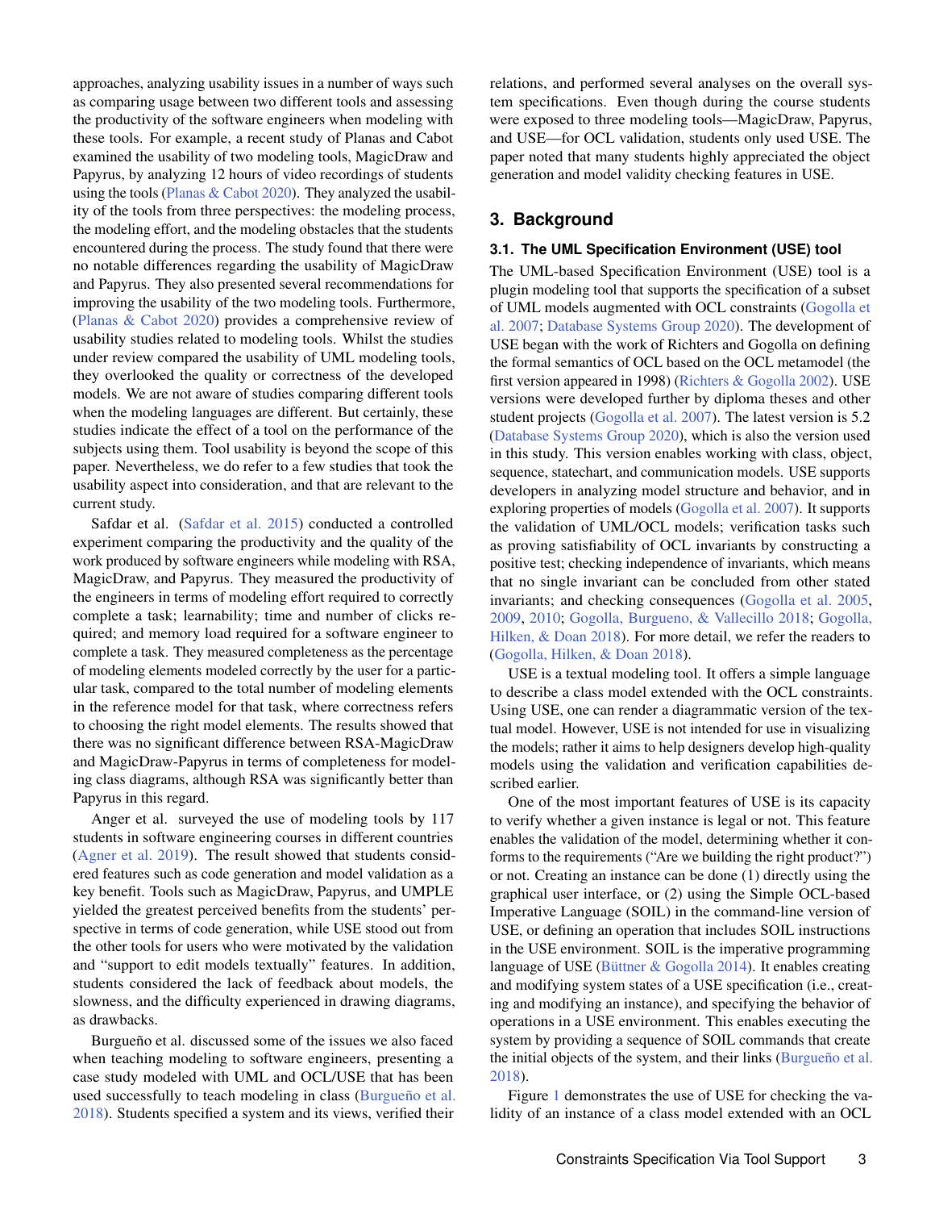approaches, analyzing usability issues in a number of ways such as comparing usage between two different tools and assessing the productivity of the software engineers when modeling with these tools. For example, a recent study of Planas and Cabot examined the usability of two modeling tools, MagicDraw and Papyrus, by analyzing 12 hours of video recordings of students using the tools (Planas & Cabot 2020). They analyzed the usability of the tools from three perspectives: the modeling process, the modeling effort, and the modeling obstacles that the students encountered during the process. The study found that there were no notable differences regarding the usability of MagicDraw and Papyrus. They also presented several recommendations for improving the usability of the two modeling tools. Furthermore, (Planas & Cabot 2020) provides a comprehensive review of usability studies related to modeling tools. Whilst the studies under review compared the usability of UML modeling tools, they overlooked the quality or correctness of the developed models. We are not aware of studies comparing different tools when the modeling languages are different. But certainly, these studies indicate the effect of a tool on the performance of the subjects using them. Tool usability is beyond the scope of this paper. Nevertheless, we do refer to a few studies that took the usability aspect into consideration, and that are relevant to the current study.

Safdar et al. (Safdar et al. 2015) conducted a controlled experiment comparing the productivity and the quality of the work produced by software engineers while modeling with RSA, MagicDraw, and Papyrus. They measured the productivity of the engineers in terms of modeling effort required to correctly complete a task; learnability; time and number of clicks required; and memory load required for a software engineer to complete a task. They measured completeness as the percentage of modeling elements modeled correctly by the user for a particular task, compared to the total number of modeling elements in the reference model for that task, where correctness refers to choosing the right model elements. The results showed that there was no significant difference between RSA-MagicDraw and MagicDraw-Papyrus in terms of completeness for modeling class diagrams, although RSA was significantly better than Papyrus in this regard.

Anger et al. surveyed the use of modeling tools by 117 students in software engineering courses in different countries (Agner et al. 2019). The result showed that students considered features such as code generation and model validation as a key benefit. Tools such as MagicDraw, Papyrus, and UMPLE yielded the greatest perceived benefits from the students' perspective in terms of code generation, while USE stood out from the other tools for users who were motivated by the validation and "support to edit models textually" features. In addition, students considered the lack of feedback about models, the slowness, and the difficulty experienced in drawing diagrams, as drawbacks.

Burgueño et al. discussed some of the issues we also faced when teaching modeling to software engineers, presenting a case study modeled with UML and OCL/USE that has been used successfully to teach modeling in class (Burgueño et al. 2018). Students specified a system and its views, verified their relations, and performed several analyses on the overall system specifications. Even though during the course students were exposed to three modeling tools—MagicDraw, Papyrus, and USE—for OCL validation, students only used USE. The paper noted that many students highly appreciated the object generation and model validity checking features in USE.

## 3. Background

### 3.1. The UML Specification Environment (USE) tool

The UML-based Specification Environment (USE) tool is a plugin modeling tool that supports the specification of a subset of UML models augmented with OCL constraints (Gogolla et al. 2007; Database Systems Group 2020). The development of USE began with the work of Richters and Gogolla on defining the formal semantics of OCL based on the OCL metamodel (the first version appeared in 1998) (Richters & Gogolla 2002). USE versions were developed further by diploma theses and other student projects (Gogolla et al. 2007). The latest version is 5.2 (Database Systems Group 2020), which is also the version used in this study. This version enables working with class, object, sequence, statechart, and communication models. USE supports developers in analyzing model structure and behavior, and in exploring properties of models (Gogolla et al. 2007). It supports the validation of UML/OCL models; verification tasks such as proving satisfiability of OCL invariants by constructing a positive test; checking independence of invariants, which means that no single invariant can be concluded from other stated invariants; and checking consequences (Gogolla et al. 2005, 2009, 2010; Gogolla, Burgueno, & Vallecillo 2018; Gogolla, Hilken, & Doan 2018). For more detail, we refer the readers to (Gogolla, Hilken, & Doan 2018).

USE is a textual modeling tool. It offers a simple language to describe a class model extended with the OCL constraints. Using USE, one can render a diagrammatic version of the textual model. However, USE is not intended for use in visualizing the models; rather it aims to help designers develop high-quality models using the validation and verification capabilities described earlier.

One of the most important features of USE is its capacity to verify whether a given instance is legal or not. This feature enables the validation of the model, determining whether it conforms to the requirements ("Are we building the right product?") or not. Creating an instance can be done (1) directly using the graphical user interface, or (2) using the Simple OCL-based Imperative Language (SOIL) in the command-line version of USE, or defining an operation that includes SOIL instructions in the USE environment. SOIL is the imperative programming language of USE (Büttner & Gogolla 2014). It enables creating and modifying system states of a USE specification (i.e., creating and modifying an instance), and specifying the behavior of operations in a USE environment. This enables executing the system by providing a sequence of SOIL commands that create the initial objects of the system, and their links (Burgueño et al. 2018).

Figure 1 demonstrates the use of USE for checking the validity of an instance of a class model extended with an OCL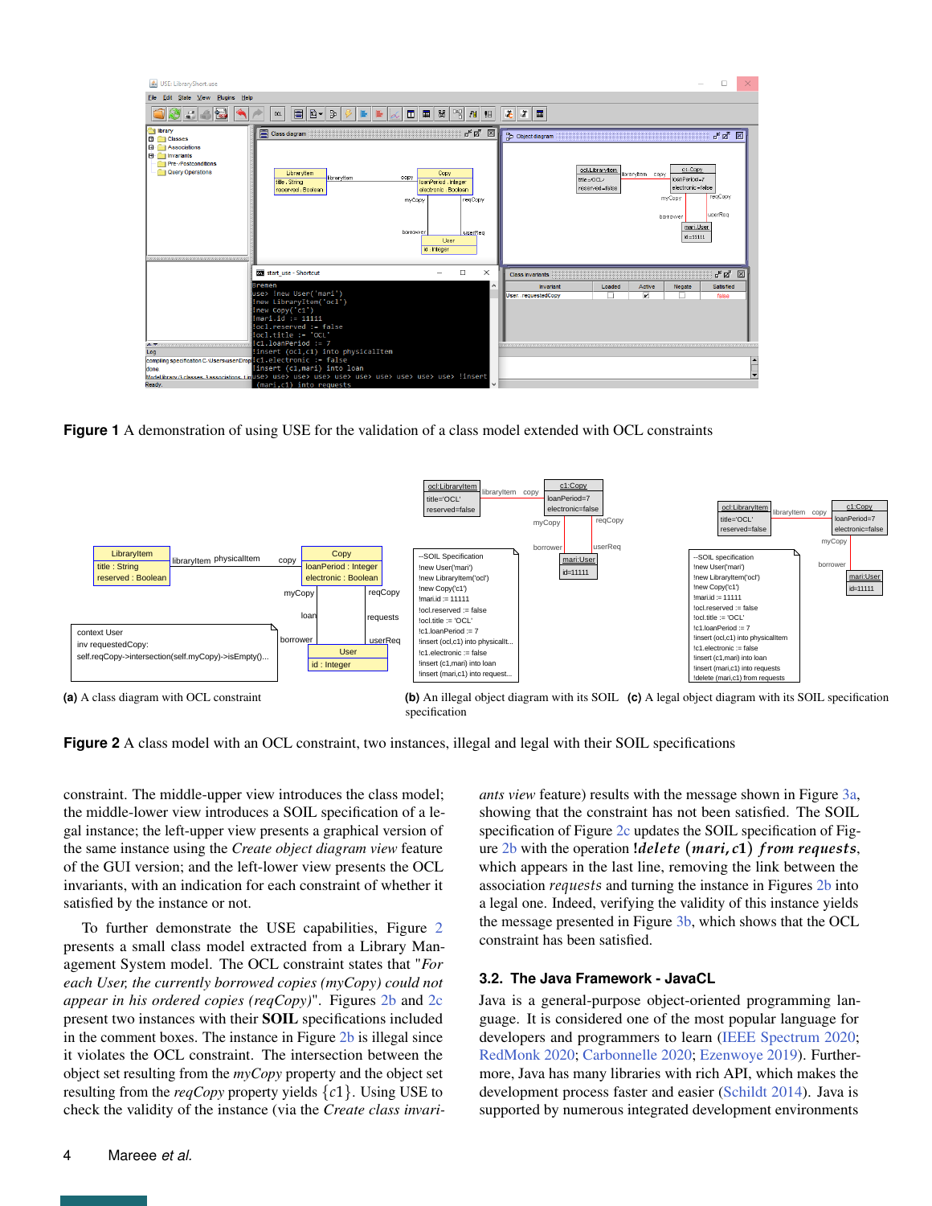**Figure 1** A demonstration of using USE for the validation of a class model extended with OCL constraints

**(a)** A class diagram with OCL constraint

**(b)** An illegal object diagram with its SOIL specification

**(c)** A legal object diagram with its SOIL specification

**Figure 2** A class model with an OCL constraint, two instances, illegal and legal with their SOIL specifications

constraint. The middle-upper view introduces the class model; the middle-lower view introduces a SOIL specification of a legal instance; the left-upper view presents a graphical version of the same instance using the *Create object diagram view* feature of the GUI version; and the left-lower view presents the OCL invariants, with an indication for each constraint of whether it satisfied by the instance or not.

To further demonstrate the USE capabilities, Figure 2 presents a small class model extracted from a Library Management System model. The OCL constraint states that "*For each User, the currently borrowed copies (myCopy) could not appear in his ordered copies (reqCopy)*". Figures 2b and 2c present two instances with their **SOIL** specifications included in the comment boxes. The instance in Figure 2b is illegal since it violates the OCL constraint. The intersection between the object set resulting from the *myCopy* property and the object set resulting from the *reqCopy* property yields $\{c1\}$. Using USE to check the validity of the instance (via the *Create class invariants view* feature) results with the message shown in Figure 3a, showing that the constraint has not been satisfied. The SOIL specification of Figure 2c updates the SOIL specification of Figure 2b with the operation **!***delete* (*mari, c*1) *from requests*, which appears in the last line, removing the link between the association *requests* and turning the instance in Figures 2b into a legal one. Indeed, verifying the validity of this instance yields the message presented in Figure 3b, which shows that the OCL constraint has been satisfied.

### 3.2. The Java Framework - JavaCL

Java is a general-purpose object-oriented programming language. It is considered one of the most popular language for developers and programmers to learn (IEEE Spectrum 2020; RedMonk 2020; Carbonnelle 2020; Ezenwoye 2019). Furthermore, Java has many libraries with rich API, which makes the development process faster and easier (Schildt 2014). Java is supported by numerous integrated development environments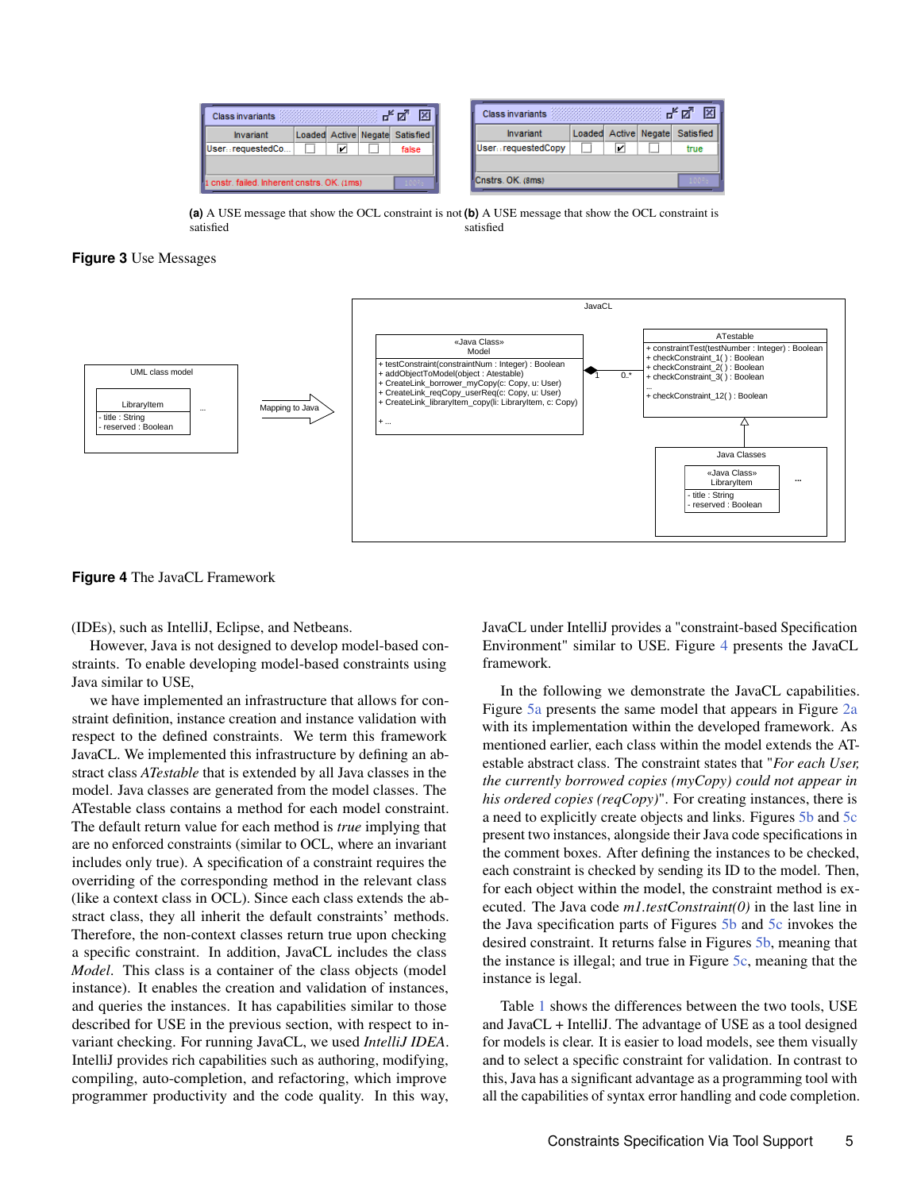(a) A USE message that show the OCL constraint is not satisfied

(b) A USE message that show the OCL constraint is satisfied

**Figure 3** Use Messages

**Figure 4** The JavaCL Framework

(IDEs), such as IntelliJ, Eclipse, and Netbeans.

However, Java is not designed to develop model-based constraints. To enable developing model-based constraints using Java similar to USE,

we have implemented an infrastructure that allows for constraint definition, instance creation and instance validation with respect to the defined constraints. We term this framework JavaCL. We implemented this infrastructure by defining an abstract class *ATestable* that is extended by all Java classes in the model. Java classes are generated from the model classes. The ATestable class contains a method for each model constraint. The default return value for each method is *true* implying that are no enforced constraints (similar to OCL, where an invariant includes only true). A specification of a constraint requires the overriding of the corresponding method in the relevant class (like a context class in OCL). Since each class extends the abstract class, they all inherit the default constraints' methods. Therefore, the non-context classes return true upon checking a specific constraint. In addition, JavaCL includes the class *Model*. This class is a container of the class objects (model instance). It enables the creation and validation of instances, and queries the instances. It has capabilities similar to those described for USE in the previous section, with respect to invariant checking. For running JavaCL, we used *IntelliJ IDEA*. IntelliJ provides rich capabilities such as authoring, modifying, compiling, auto-completion, and refactoring, which improve programmer productivity and the code quality. In this way, JavaCL under IntelliJ provides a "constraint-based Specification Environment" similar to USE. Figure 4 presents the JavaCL framework.

In the following we demonstrate the JavaCL capabilities. Figure 5a presents the same model that appears in Figure 2a with its implementation within the developed framework. As mentioned earlier, each class within the model extends the ATestable abstract class. The constraint states that "*For each User, the currently borrowed copies (myCopy) could not appear in his ordered copies (reqCopy)*". For creating instances, there is a need to explicitly create objects and links. Figures 5b and 5c present two instances, alongside their Java code specifications in the comment boxes. After defining the instances to be checked, each constraint is checked by sending its ID to the model. Then, for each object within the model, the constraint method is executed. The Java code *m1.testConstraint(0)* in the last line in the Java specification parts of Figures 5b and 5c invokes the desired constraint. It returns false in Figures 5b, meaning that the instance is illegal; and true in Figure 5c, meaning that the instance is legal.

Table 1 shows the differences between the two tools, USE and JavaCL + IntelliJ. The advantage of USE as a tool designed for models is clear. It is easier to load models, see them visually and to select a specific constraint for validation. In contrast to this, Java has a significant advantage as a programming tool with all the capabilities of syntax error handling and code completion.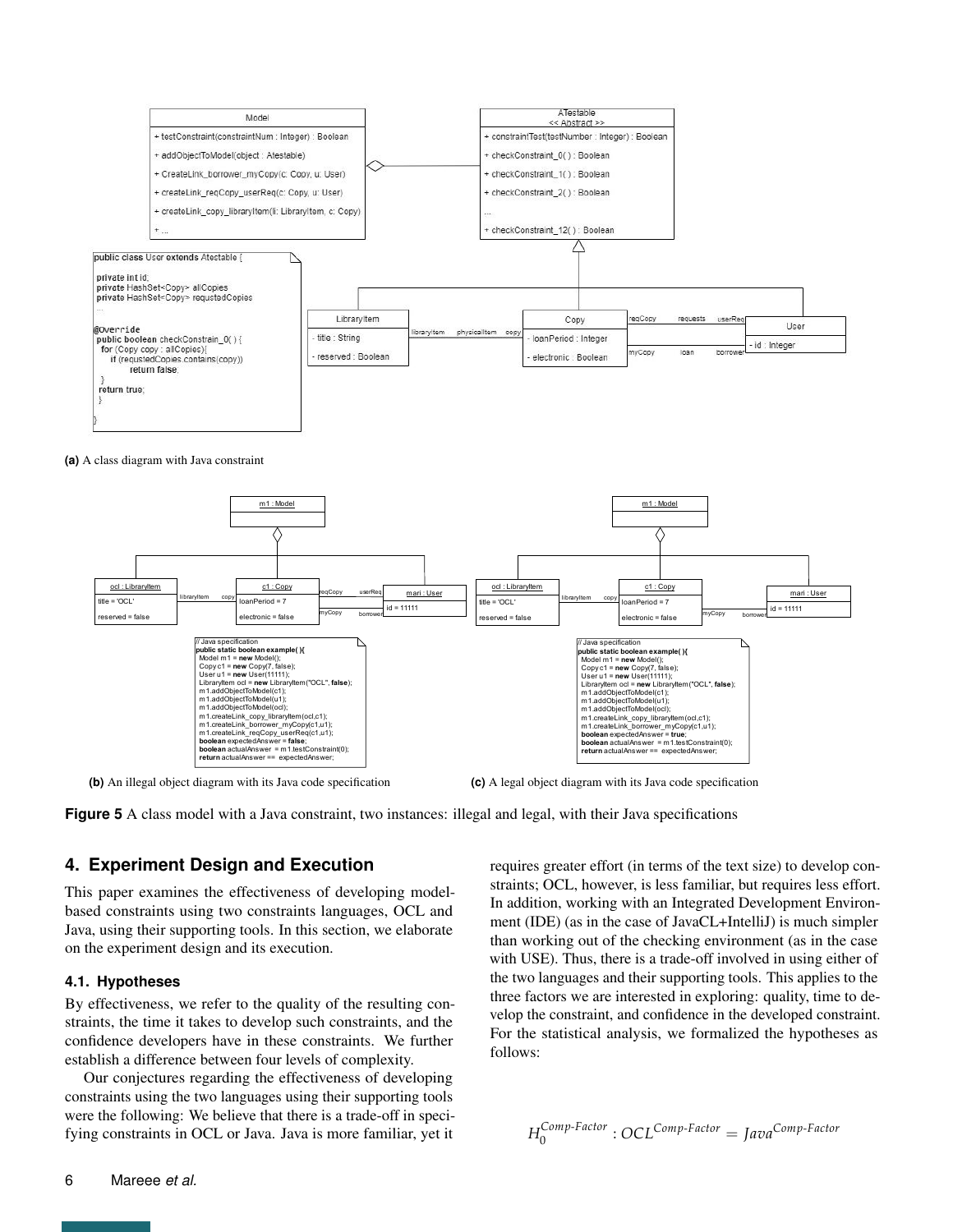(a) A class diagram with Java constraint

(b) An illegal object diagram with its Java code specification

(c) A legal object diagram with its Java code specification

**Figure 5** A class model with a Java constraint, two instances: illegal and legal, with their Java specifications

## 4. Experiment Design and Execution

This paper examines the effectiveness of developing model-based constraints using two constraints languages, OCL and Java, using their supporting tools. In this section, we elaborate on the experiment design and its execution.

### 4.1. Hypotheses

By effectiveness, we refer to the quality of the resulting constraints, the time it takes to develop such constraints, and the confidence developers have in these constraints. We further establish a difference between four levels of complexity.

Our conjectures regarding the effectiveness of developing constraints using the two languages using their supporting tools were the following: We believe that there is a trade-off in specifying constraints in OCL or Java. Java is more familiar, yet it requires greater effort (in terms of the text size) to develop constraints; OCL, however, is less familiar, but requires less effort. In addition, working with an Integrated Development Environment (IDE) (as in the case of JavaCL+IntelliJ) is much simpler than working out of the checking environment (as in the case with USE). Thus, there is a trade-off involved in using either of the two languages and their supporting tools. This applies to the three factors we are interested in exploring: quality, time to develop the constraint, and confidence in the developed constraint. For the statistical analysis, we formalized the hypotheses as follows:

$$H_0^{Comp\text{-}Factor} : OCL^{Comp\text{-}Factor} = Java^{Comp\text{-}Factor}$$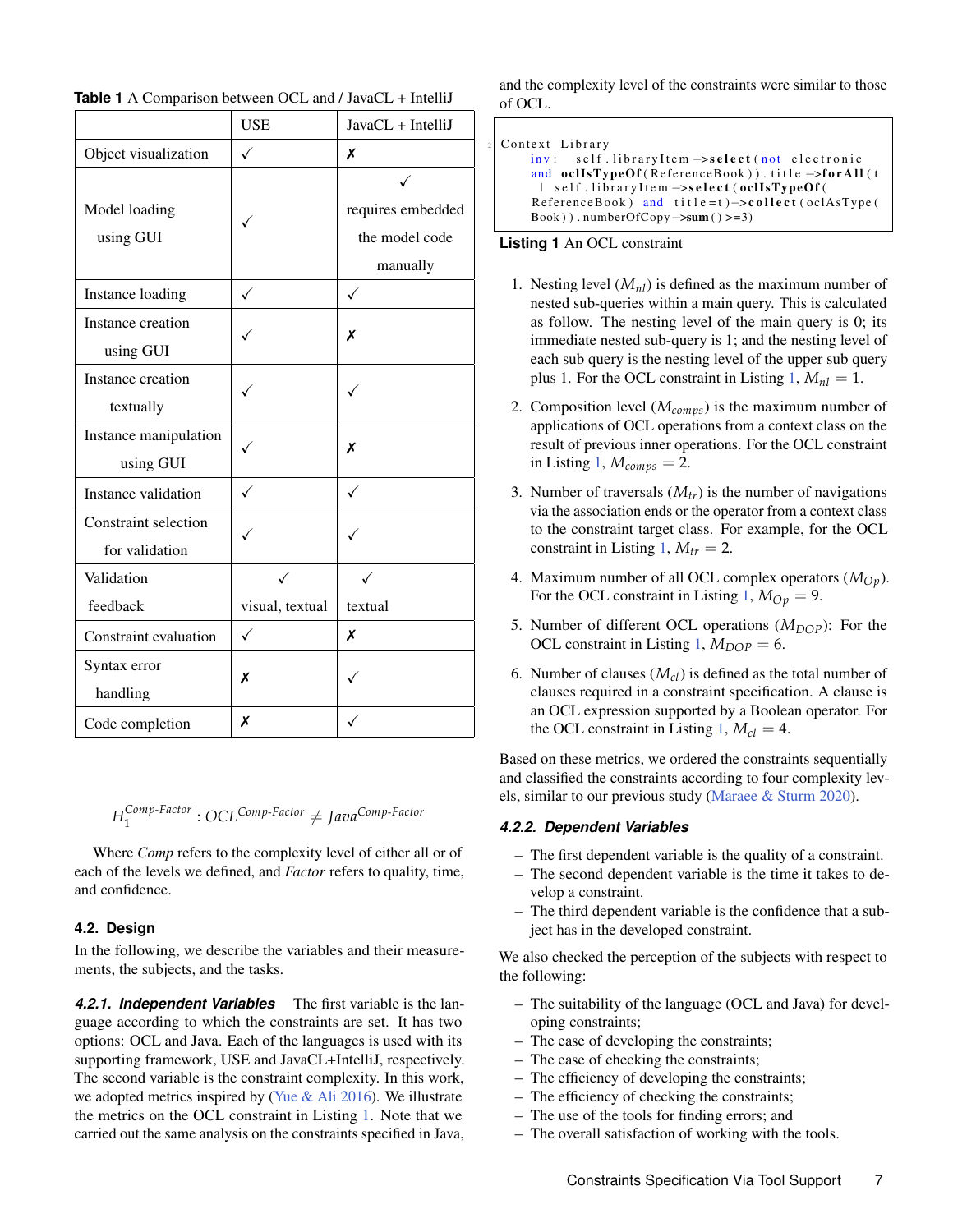**Table 1** A Comparison between OCL and / JavaCL + IntelliJ

| | USE | JavaCL + IntelliJ |
|---|---|---|
| Object visualization | ✓ | ✗ |
| Model loading using GUI | ✓ | ✓ requires embedded the model code manually |
| Instance loading | ✓ | ✓ |
| Instance creation using GUI | ✓ | ✗ |
| Instance creation textually | ✓ | ✓ |
| Instance manipulation using GUI | ✓ | ✗ |
| Instance validation | ✓ | ✓ |
| Constraint selection for validation | ✓ | ✓ |
| Validation feedback | ✓ visual, textual | ✓ textual |
| Constraint evaluation | ✓ | ✗ |
| Syntax error handling | ✗ | ✓ |
| Code completion | ✗ | ✓ |

$$H_1^{Comp\text{-}Factor} : OCL^{Comp\text{-}Factor} \neq Java^{Comp\text{-}Factor}$$

Where *Comp* refers to the complexity level of either all or of each of the levels we defined, and *Factor* refers to quality, time, and confidence.

### 4.2. Design

In the following, we describe the variables and their measurements, the subjects, and the tasks.

#### 4.2.1. Independent Variables

The first variable is the language according to which the constraints are set. It has two options: OCL and Java. Each of the languages is used with its supporting framework, USE and JavaCL+IntelliJ, respectively. The second variable is the constraint complexity. In this work, we adopted metrics inspired by (Yue & Ali 2016). We illustrate the metrics on the OCL constraint in Listing 1. Note that we carried out the same analysis on the constraints specified in Java, and the complexity level of the constraints were similar to those of OCL.

```
Context Library
  inv:  self.libraryItem->select(not electronic
  and oclIsTypeOf(ReferenceBook)).title->forAll(t
   | self.libraryItem->select(oclIsTypeOf(
  ReferenceBook) and title=t)->collect(oclAsType(
  Book)).numberOfCopy->sum()>=3)
```

**Listing 1** An OCL constraint

1. Nesting level ($M_{nl}$) is defined as the maximum number of nested sub-queries within a main query. This is calculated as follow. The nesting level of the main query is 0; its immediate nested sub-query is 1; and the nesting level of each sub query is the nesting level of the upper sub query plus 1. For the OCL constraint in Listing 1, $M_{nl} = 1$.
2. Composition level ($M_{comps}$) is the maximum number of applications of OCL operations from a context class on the result of previous inner operations. For the OCL constraint in Listing 1, $M_{comps} = 2$.
3. Number of traversals ($M_{tr}$) is the number of navigations via the association ends or the operator from a context class to the constraint target class. For example, for the OCL constraint in Listing 1, $M_{tr} = 2$.
4. Maximum number of all OCL complex operators ($M_{Op}$). For the OCL constraint in Listing 1, $M_{Op} = 9$.
5. Number of different OCL operations ($M_{DOP}$): For the OCL constraint in Listing 1, $M_{DOP} = 6$.
6. Number of clauses ($M_{cl}$) is defined as the total number of clauses required in a constraint specification. A clause is an OCL expression supported by a Boolean operator. For the OCL constraint in Listing 1, $M_{cl} = 4$.

Based on these metrics, we ordered the constraints sequentially and classified the constraints according to four complexity levels, similar to our previous study (Maraee & Sturm 2020).

#### 4.2.2. Dependent Variables

- The first dependent variable is the quality of a constraint.
- The second dependent variable is the time it takes to develop a constraint.
- The third dependent variable is the confidence that a subject has in the developed constraint.

We also checked the perception of the subjects with respect to the following:

- The suitability of the language (OCL and Java) for developing constraints;
- The ease of developing the constraints;
- The ease of checking the constraints;
- The efficiency of developing the constraints;
- The efficiency of checking the constraints;
- The use of the tools for finding errors; and
- The overall satisfaction of working with the tools.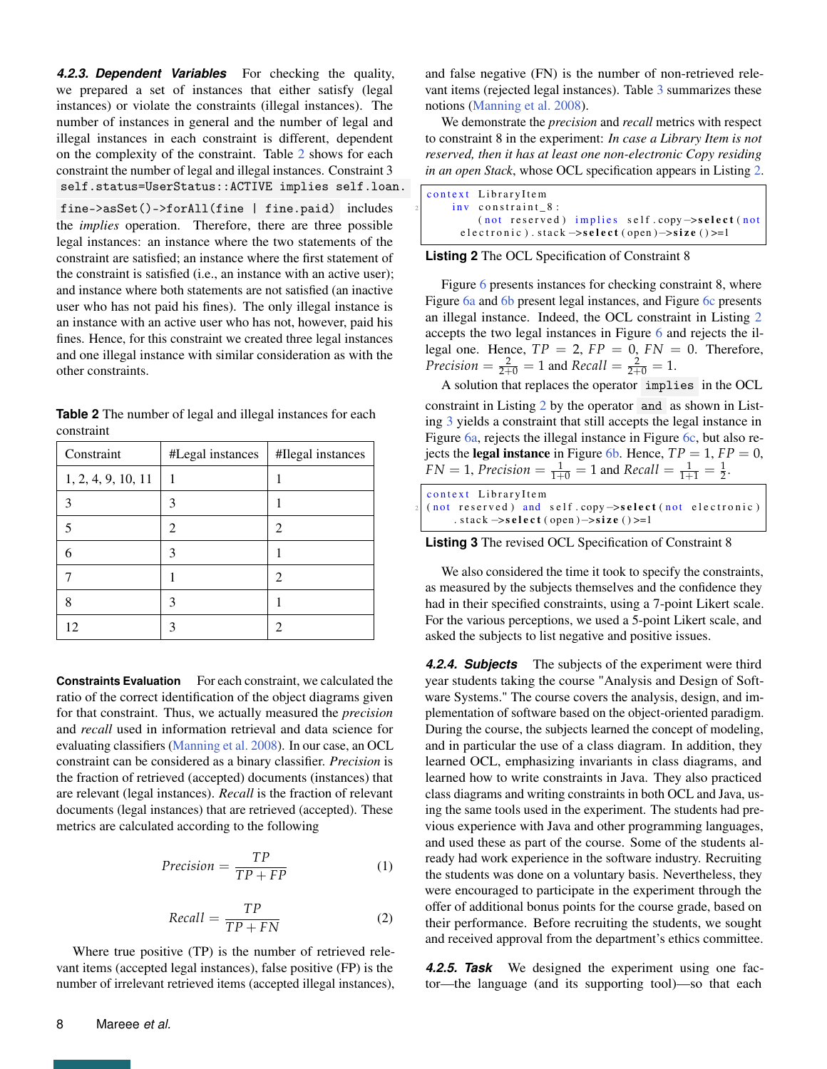#### 4.2.3. Dependent Variables

For checking the quality, we prepared a set of instances that either satisfy (legal instances) or violate the constraints (illegal instances). The number of instances in general and the number of legal and illegal instances in each constraint is different, dependent on the complexity of the constraint. Table 2 shows for each constraint the number of legal and illegal instances. Constraint 3 `self.status=UserStatus::ACTIVE implies self.loan.fine->asSet()->forAll(fine | fine.paid)` includes the *implies* operation. Therefore, there are three possible legal instances: an instance where the two statements of the constraint are satisfied; an instance where the first statement of the constraint is satisfied (i.e., an instance with an active user); and instance where both statements are not satisfied (an inactive user who has not paid his fines). The only illegal instance is an instance with an active user who has not, however, paid his fines. Hence, for this constraint we created three legal instances and one illegal instance with similar consideration as with the other constraints.

**Table 2** The number of legal and illegal instances for each constraint

| Constraint | #Legal instances | #Ilegal instances |
|---|---|---|
| 1, 2, 4, 9, 10, 11 | 1 | 1 |
| 3 | 3 | 1 |
| 5 | 2 | 2 |
| 6 | 3 | 1 |
| 7 | 1 | 2 |
| 8 | 3 | 1 |
| 12 | 3 | 2 |

**Constraints Evaluation** For each constraint, we calculated the ratio of the correct identification of the object diagrams given for that constraint. Thus, we actually measured the *precision* and *recall* used in information retrieval and data science for evaluating classifiers (Manning et al. 2008). In our case, an OCL constraint can be considered as a binary classifier. *Precision* is the fraction of retrieved (accepted) documents (instances) that are relevant (legal instances). *Recall* is the fraction of relevant documents (legal instances) that are retrieved (accepted). These metrics are calculated according to the following

$$Precision = \frac{TP}{TP + FP} \quad (1)$$

$$Recall = \frac{TP}{TP + FN} \quad (2)$$

Where true positive (TP) is the number of retrieved relevant items (accepted legal instances), false positive (FP) is the number of irrelevant retrieved items (accepted illegal instances), and false negative (FN) is the number of non-retrieved relevant items (rejected legal instances). Table 3 summarizes these notions (Manning et al. 2008).

We demonstrate the *precision* and *recall* metrics with respect to constraint 8 in the experiment: *In case a Library Item is not reserved, then it has at least one non-electronic Copy residing in an open Stack*, whose OCL specification appears in Listing 2.

```
context LibraryItem
    inv constraint_8:
        (not reserved) implies self.copy->select(not
      electronic).stack->select(open)->size()>=1
```

**Listing 2** The OCL Specification of Constraint 8

Figure 6 presents instances for checking constraint 8, where Figure 6a and 6b present legal instances, and Figure 6c presents an illegal instance. Indeed, the OCL constraint in Listing 2 accepts the two legal instances in Figure 6 and rejects the illegal one. Hence, $TP = 2$, $FP = 0$, $FN = 0$. Therefore, $Precision = \frac{2}{2+0} = 1$ and $Recall = \frac{2}{2+0} = 1$.

A solution that replaces the operator `implies` in the OCL constraint in Listing 2 by the operator `and` as shown in Listing 3 yields a constraint that still accepts the legal instance in Figure 6a, rejects the illegal instance in Figure 6c, but also rejects the **legal instance** in Figure 6b. Hence, $TP = 1$, $FP = 0$, $FN = 1$, $Precision = \frac{1}{1+0} = 1$ and $Recall = \frac{1}{1+1} = \frac{1}{2}$.

```
context LibraryItem
(not reserved) and self.copy->select(not electronic)
    .stack->select(open)->size()>=1
```

**Listing 3** The revised OCL Specification of Constraint 8

We also considered the time it took to specify the constraints, as measured by the subjects themselves and the confidence they had in their specified constraints, using a 7-point Likert scale. For the various perceptions, we used a 5-point Likert scale, and asked the subjects to list negative and positive issues.

#### 4.2.4. Subjects

The subjects of the experiment were third year students taking the course "Analysis and Design of Software Systems." The course covers the analysis, design, and implementation of software based on the object-oriented paradigm. During the course, the subjects learned the concept of modeling, and in particular the use of a class diagram. In addition, they learned OCL, emphasizing invariants in class diagrams, and learned how to write constraints in Java. They also practiced class diagrams and writing constraints in both OCL and Java, using the same tools used in the experiment. The students had previous experience with Java and other programming languages, and used these as part of the course. Some of the students already had work experience in the software industry. Recruiting the students was done on a voluntary basis. Nevertheless, they were encouraged to participate in the experiment through the offer of additional bonus points for the course grade, based on their performance. Before recruiting the students, we sought and received approval from the department's ethics committee.

#### 4.2.5. Task

We designed the experiment using one factor—the language (and its supporting tool)—so that each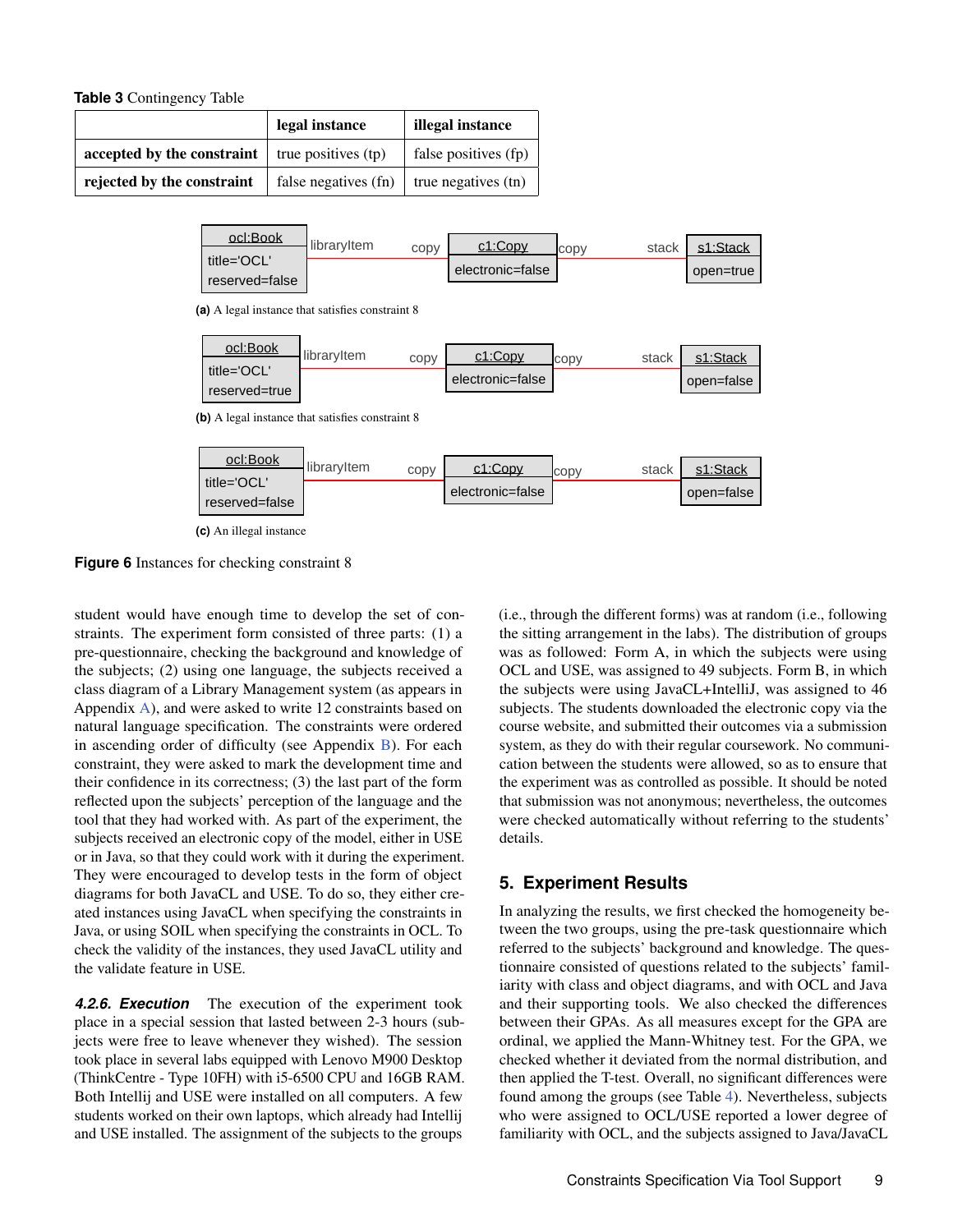**Table 3** Contingency Table

| | legal instance | illegal instance |
|---|---|---|
| **accepted by the constraint** | true positives (tp) | false positives (fp) |
| **rejected by the constraint** | false negatives (fn) | true negatives (tn) |

ocl:Book title='OCL' reserved=false — libraryItem — copy — c1:Copy electronic=false — copy — stack — s1:Stack open=true

**(a)** A legal instance that satisfies constraint 8

ocl:Book title='OCL' reserved=true — libraryItem — copy — c1:Copy electronic=false — copy — stack — s1:Stack open=false

**(b)** A legal instance that satisfies constraint 8

ocl:Book title='OCL' reserved=false — libraryItem — copy — c1:Copy electronic=false — copy — stack — s1:Stack open=false

**(c)** An illegal instance

**Figure 6** Instances for checking constraint 8

student would have enough time to develop the set of constraints. The experiment form consisted of three parts: (1) a pre-questionnaire, checking the background and knowledge of the subjects; (2) using one language, the subjects received a class diagram of a Library Management system (as appears in Appendix A), and were asked to write 12 constraints based on natural language specification. The constraints were ordered in ascending order of difficulty (see Appendix B). For each constraint, they were asked to mark the development time and their confidence in its correctness; (3) the last part of the form reflected upon the subjects' perception of the language and the tool that they had worked with. As part of the experiment, the subjects received an electronic copy of the model, either in USE or in Java, so that they could work with it during the experiment. They were encouraged to develop tests in the form of object diagrams for both JavaCL and USE. To do so, they either created instances using JavaCL when specifying the constraints in Java, or using SOIL when specifying the constraints in OCL. To check the validity of the instances, they used JavaCL utility and the validate feature in USE.

***4.2.6. Execution*** The execution of the experiment took place in a special session that lasted between 2-3 hours (subjects were free to leave whenever they wished). The session took place in several labs equipped with Lenovo M900 Desktop (ThinkCentre - Type 10FH) with i5-6500 CPU and 16GB RAM. Both Intellij and USE were installed on all computers. A few students worked on their own laptops, which already had Intellij and USE installed. The assignment of the subjects to the groups (i.e., through the different forms) was at random (i.e., following the sitting arrangement in the labs). The distribution of groups was as followed: Form A, in which the subjects were using OCL and USE, was assigned to 49 subjects. Form B, in which the subjects were using JavaCL+IntelliJ, was assigned to 46 subjects. The students downloaded the electronic copy via the course website, and submitted their outcomes via a submission system, as they do with their regular coursework. No communication between the students were allowed, so as to ensure that the experiment was as controlled as possible. It should be noted that submission was not anonymous; nevertheless, the outcomes were checked automatically without referring to the students' details.

## 5. Experiment Results

In analyzing the results, we first checked the homogeneity between the two groups, using the pre-task questionnaire which referred to the subjects' background and knowledge. The questionnaire consisted of questions related to the subjects' familiarity with class and object diagrams, and with OCL and Java and their supporting tools. We also checked the differences between their GPAs. As all measures except for the GPA are ordinal, we applied the Mann-Whitney test. For the GPA, we checked whether it deviated from the normal distribution, and then applied the T-test. Overall, no significant differences were found among the groups (see Table 4). Nevertheless, subjects who were assigned to OCL/USE reported a lower degree of familiarity with OCL, and the subjects assigned to Java/JavaCL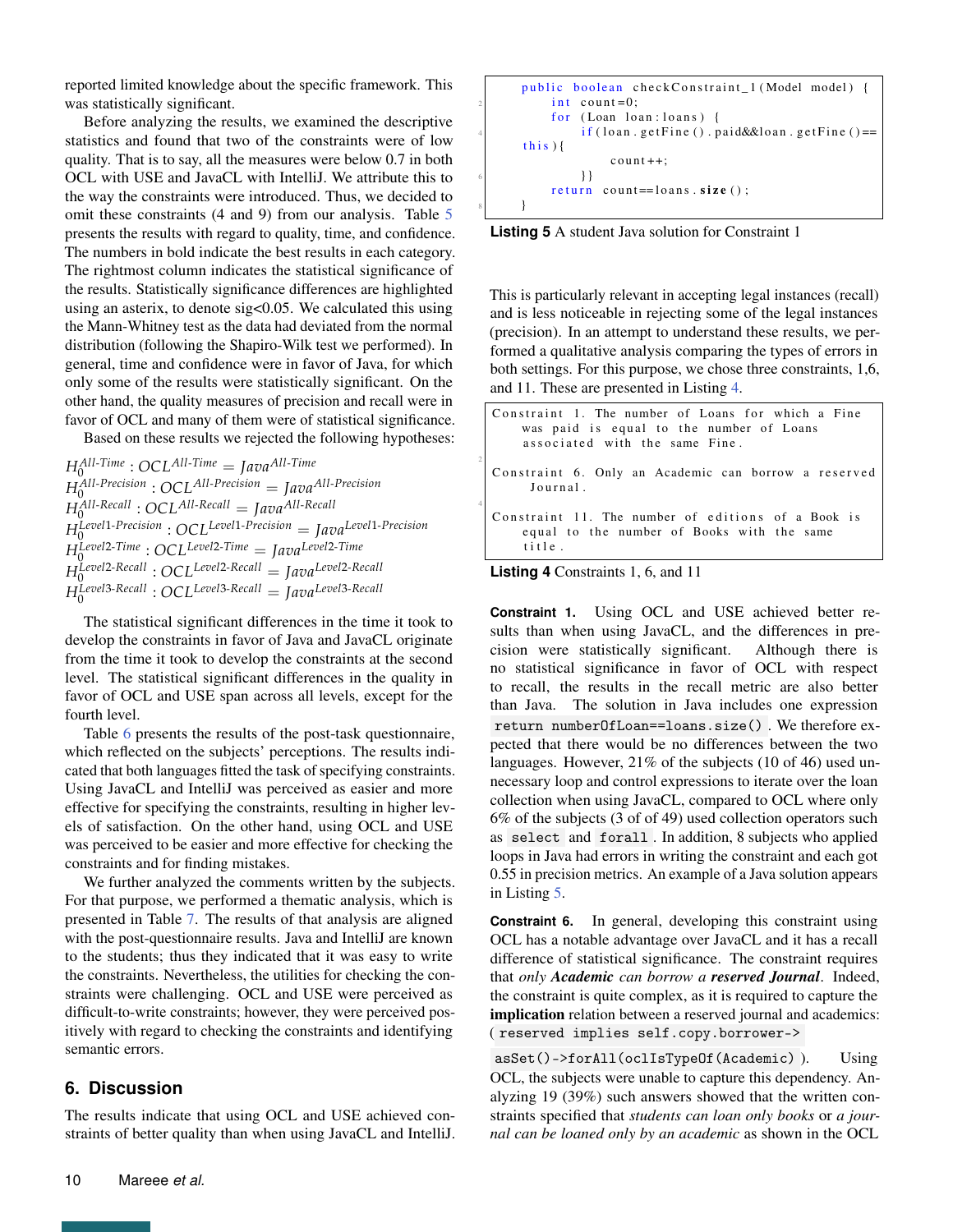reported limited knowledge about the specific framework. This was statistically significant.

Before analyzing the results, we examined the descriptive statistics and found that two of the constraints were of low quality. That is to say, all the measures were below 0.7 in both OCL with USE and JavaCL with IntelliJ. We attribute this to the way the constraints were introduced. Thus, we decided to omit these constraints (4 and 9) from our analysis. Table 5 presents the results with regard to quality, time, and confidence. The numbers in bold indicate the best results in each category. The rightmost column indicates the statistical significance of the results. Statistically significance differences are highlighted using an asterix, to denote sig<0.05. We calculated this using the Mann-Whitney test as the data had deviated from the normal distribution (following the Shapiro-Wilk test we performed). In general, time and confidence were in favor of Java, for which only some of the results were statistically significant. On the other hand, the quality measures of precision and recall were in favor of OCL and many of them were of statistical significance.

Based on these results we rejected the following hypotheses:

$H_0^{All\text{-}Time} : OCL^{All\text{-}Time} = Java^{All\text{-}Time}$
$H_0^{All\text{-}Precision} : OCL^{All\text{-}Precision} = Java^{All\text{-}Precision}$
$H_0^{All\text{-}Recall} : OCL^{All\text{-}Recall} = Java^{All\text{-}Recall}$
$H_0^{Level1\text{-}Precision} : OCL^{Level1\text{-}Precision} = Java^{Level1\text{-}Precision}$
$H_0^{Level2\text{-}Time} : OCL^{Level2\text{-}Time} = Java^{Level2\text{-}Time}$
$H_0^{Level2\text{-}Recall} : OCL^{Level2\text{-}Recall} = Java^{Level2\text{-}Recall}$
$H_0^{Level3\text{-}Recall} : OCL^{Level3\text{-}Recall} = Java^{Level3\text{-}Recall}$

The statistical significant differences in the time it took to develop the constraints in favor of Java and JavaCL originate from the time it took to develop the constraints at the second level. The statistical significant differences in the quality in favor of OCL and USE span across all levels, except for the fourth level.

Table 6 presents the results of the post-task questionnaire, which reflected on the subjects' perceptions. The results indicated that both languages fitted the task of specifying constraints. Using JavaCL and IntelliJ was perceived as easier and more effective for specifying the constraints, resulting in higher levels of satisfaction. On the other hand, using OCL and USE was perceived to be easier and more effective for checking the constraints and for finding mistakes.

We further analyzed the comments written by the subjects. For that purpose, we performed a thematic analysis, which is presented in Table 7. The results of that analysis are aligned with the post-questionnaire results. Java and IntelliJ are known to the students; thus they indicated that it was easy to write the constraints. Nevertheless, the utilities for checking the constraints were challenging. OCL and USE were perceived as difficult-to-write constraints; however, they were perceived positively with regard to checking the constraints and identifying semantic errors.

## 6. Discussion

The results indicate that using OCL and USE achieved constraints of better quality than when using JavaCL and IntelliJ.

```
public boolean checkConstraint_1(Model model) {
    int count=0;
    for (Loan loan:loans) {
        if(loan.getFine().paid&&loan.getFine()==
this){
            count++;
        }}
    return count==loans.size();
}
```

**Listing 5** A student Java solution for Constraint 1

This is particularly relevant in accepting legal instances (recall) and is less noticeable in rejecting some of the legal instances (precision). In an attempt to understand these results, we performed a qualitative analysis comparing the types of errors in both settings. For this purpose, we chose three constraints, 1,6, and 11. These are presented in Listing 4.

```
Constraint 1. The number of Loans for which a Fine
    was paid is equal to the number of Loans
    associated with the same Fine.

Constraint 6. Only an Academic can borrow a reserved
    Journal.

Constraint 11. The number of editions of a Book is
    equal to the number of Books with the same
    title.
```

**Listing 4** Constraints 1, 6, and 11

**Constraint 1.** Using OCL and USE achieved better results than when using JavaCL, and the differences in precision were statistically significant. Although there is no statistical significance in favor of OCL with respect to recall, the results in the recall metric are also better than Java. The solution in Java includes one expression `return numberOfLoan==loans.size()`. We therefore expected that there would be no differences between the two languages. However, 21% of the subjects (10 of 46) used unnecessary loop and control expressions to iterate over the loan collection when using JavaCL, compared to OCL where only 6% of the subjects (3 of of 49) used collection operators such as `select` and `forall`. In addition, 8 subjects who applied loops in Java had errors in writing the constraint and each got 0.55 in precision metrics. An example of a Java solution appears in Listing 5.

**Constraint 6.** In general, developing this constraint using OCL has a notable advantage over JavaCL and it has a recall difference of statistical significance. The constraint requires that *only* ***Academic*** *can borrow a* ***reserved Journal***. Indeed, the constraint is quite complex, as it is required to capture the **implication** relation between a reserved journal and academics: ( `reserved implies self.copy.borrower->asSet()->forAll(oclIsTypeOf(Academic)`). Using OCL, the subjects were unable to capture this dependency. Analyzing 19 (39%) such answers showed that the written constraints specified that *students can loan only books* or *a journal can be loaned only by an academic* as shown in the OCL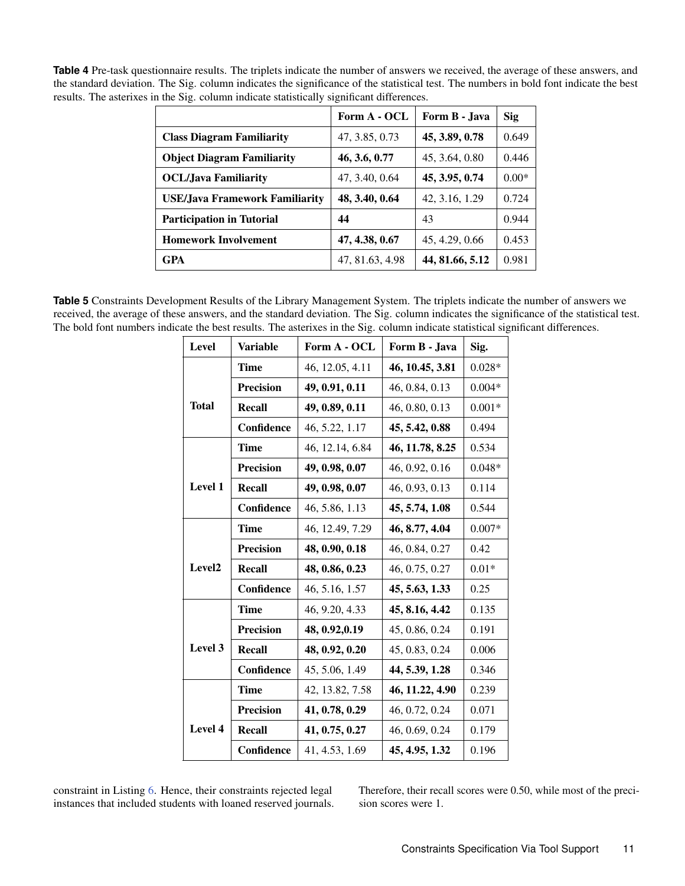**Table 4** Pre-task questionnaire results. The triplets indicate the number of answers we received, the average of these answers, and the standard deviation. The Sig. column indicates the significance of the statistical test. The numbers in bold font indicate the best results. The asterixes in the Sig. column indicate statistically significant differences.

| | Form A - OCL | Form B - Java | Sig |
|---|---|---|---|
| **Class Diagram Familiarity** | 47, 3.85, 0.73 | **45, 3.89, 0.78** | 0.649 |
| **Object Diagram Familiarity** | **46, 3.6, 0.77** | 45, 3.64, 0.80 | 0.446 |
| **OCL/Java Familiarity** | 47, 3.40, 0.64 | **45, 3.95, 0.74** | 0.00* |
| **USE/Java Framework Familiarity** | **48, 3.40, 0.64** | 42, 3.16, 1.29 | 0.724 |
| **Participation in Tutorial** | **44** | 43 | 0.944 |
| **Homework Involvement** | **47, 4.38, 0.67** | 45, 4.29, 0.66 | 0.453 |
| **GPA** | 47, 81.63, 4.98 | **44, 81.66, 5.12** | 0.981 |

**Table 5** Constraints Development Results of the Library Management System. The triplets indicate the number of answers we received, the average of these answers, and the standard deviation. The Sig. column indicates the significance of the statistical test. The bold font numbers indicate the best results. The asterixes in the Sig. column indicate statistical significant differences.

| Level | Variable | Form A - OCL | Form B - Java | Sig. |
|---|---|---|---|---|
| **Total** | **Time** | 46, 12.05, 4.11 | **46, 10.45, 3.81** | 0.028* |
| | **Precision** | **49, 0.91, 0.11** | 46, 0.84, 0.13 | 0.004* |
| | **Recall** | **49, 0.89, 0.11** | 46, 0.80, 0.13 | 0.001* |
| | **Confidence** | 46, 5.22, 1.17 | **45, 5.42, 0.88** | 0.494 |
| **Level 1** | **Time** | 46, 12.14, 6.84 | **46, 11.78, 8.25** | 0.534 |
| | **Precision** | **49, 0.98, 0.07** | 46, 0.92, 0.16 | 0.048* |
| | **Recall** | **49, 0.98, 0.07** | 46, 0.93, 0.13 | 0.114 |
| | **Confidence** | 46, 5.86, 1.13 | **45, 5.74, 1.08** | 0.544 |
| **Level2** | **Time** | 46, 12.49, 7.29 | **46, 8.77, 4.04** | 0.007* |
| | **Precision** | **48, 0.90, 0.18** | 46, 0.84, 0.27 | 0.42 |
| | **Recall** | **48, 0.86, 0.23** | 46, 0.75, 0.27 | 0.01* |
| | **Confidence** | 46, 5.16, 1.57 | **45, 5.63, 1.33** | 0.25 |
| **Level 3** | **Time** | 46, 9.20, 4.33 | **45, 8.16, 4.42** | 0.135 |
| | **Precision** | **48, 0.92,0.19** | 45, 0.86, 0.24 | 0.191 |
| | **Recall** | **48, 0.92, 0.20** | 45, 0.83, 0.24 | 0.006 |
| | **Confidence** | 45, 5.06, 1.49 | **44, 5.39, 1.28** | 0.346 |
| **Level 4** | **Time** | 42, 13.82, 7.58 | **46, 11.22, 4.90** | 0.239 |
| | **Precision** | **41, 0.78, 0.29** | 46, 0.72, 0.24 | 0.071 |
| | **Recall** | **41, 0.75, 0.27** | 46, 0.69, 0.24 | 0.179 |
| | **Confidence** | 41, 4.53, 1.69 | **45, 4.95, 1.32** | 0.196 |

constraint in Listing 6. Hence, their constraints rejected legal instances that included students with loaned reserved journals. Therefore, their recall scores were 0.50, while most of the precision scores were 1.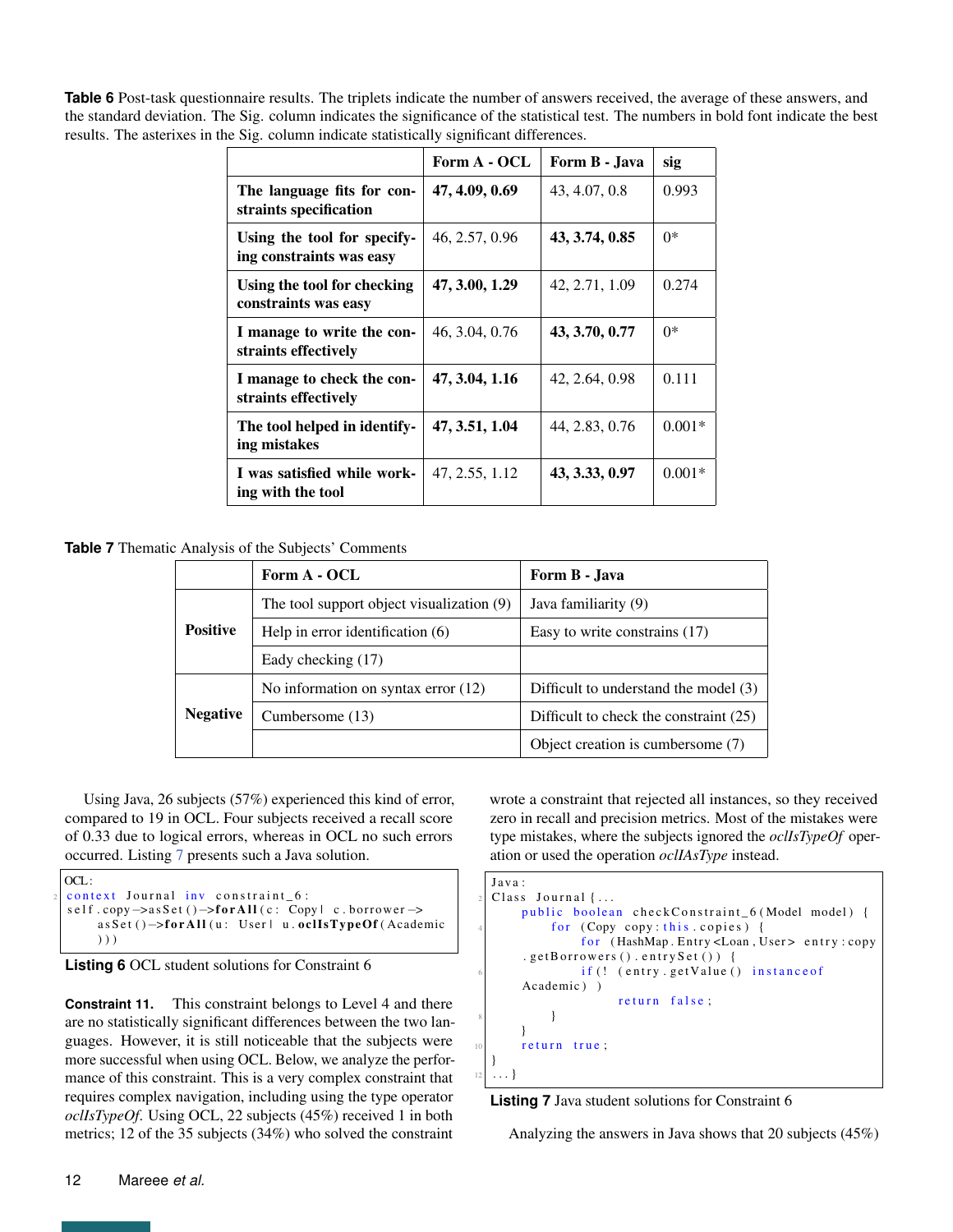**Table 6** Post-task questionnaire results. The triplets indicate the number of answers received, the average of these answers, and the standard deviation. The Sig. column indicates the significance of the statistical test. The numbers in bold font indicate the best results. The asterixes in the Sig. column indicate statistically significant differences.

| | **Form A - OCL** | **Form B - Java** | **sig** |
|---|---|---|---|
| **The language fits for constraints specification** | **47, 4.09, 0.69** | 43, 4.07, 0.8 | 0.993 |
| **Using the tool for specifying constraints was easy** | 46, 2.57, 0.96 | **43, 3.74, 0.85** | 0* |
| **Using the tool for checking constraints was easy** | **47, 3.00, 1.29** | 42, 2.71, 1.09 | 0.274 |
| **I manage to write the constraints effectively** | 46, 3.04, 0.76 | **43, 3.70, 0.77** | 0* |
| **I manage to check the constraints effectively** | **47, 3.04, 1.16** | 42, 2.64, 0.98 | 0.111 |
| **The tool helped in identifying mistakes** | **47, 3.51, 1.04** | 44, 2.83, 0.76 | 0.001* |
| **I was satisfied while working with the tool** | 47, 2.55, 1.12 | **43, 3.33, 0.97** | 0.001* |

**Table 7** Thematic Analysis of the Subjects' Comments

| | **Form A - OCL** | **Form B - Java** |
|---|---|---|
| **Positive** | The tool support object visualization (9) | Java familiarity (9) |
| | Help in error identification (6) | Easy to write constrains (17) |
| | Eady checking (17) | |
| **Negative** | No information on syntax error (12) | Difficult to understand the model (3) |
| | Cumbersome (13) | Difficult to check the constraint (25) |
| | | Object creation is cumbersome (7) |

Using Java, 26 subjects (57%) experienced this kind of error, compared to 19 in OCL. Four subjects received a recall score of 0.33 due to logical errors, whereas in OCL no such errors occurred. Listing 7 presents such a Java solution.

```
OCL:
context Journal inv constraint_6:
self.copy->asSet()->forAll(c: Copy| c.borrower->
     asSet()->forAll(u: User| u.oclIsTypeOf(Academic
     )))
```

**Listing 6** OCL student solutions for Constraint 6

**Constraint 11.** This constraint belongs to Level 4 and there are no statistically significant differences between the two languages. However, it is still noticeable that the subjects were more successful when using OCL. Below, we analyze the performance of this constraint. This is a very complex constraint that requires complex navigation, including using the type operator *oclIsTypeOf*. Using OCL, 22 subjects (45%) received 1 in both metrics; 12 of the 35 subjects (34%) who solved the constraint wrote a constraint that rejected all instances, so they received zero in recall and precision metrics. Most of the mistakes were type mistakes, where the subjects ignored the *oclIsTypeOf* operation or used the operation *oclIAsType* instead.

```
Java:
Class Journal{...
    public boolean checkConstraint_6(Model model) {
        for (Copy copy:this.copies) {
            for (HashMap.Entry<Loan, User> entry:copy
    .getBorrowers().entrySet()) {
                if(! (entry.getValue() instanceof
    Academic) )
                    return false;
            }
        }
        return true;
}
...}
```

**Listing 7** Java student solutions for Constraint 6

Analyzing the answers in Java shows that 20 subjects (45%)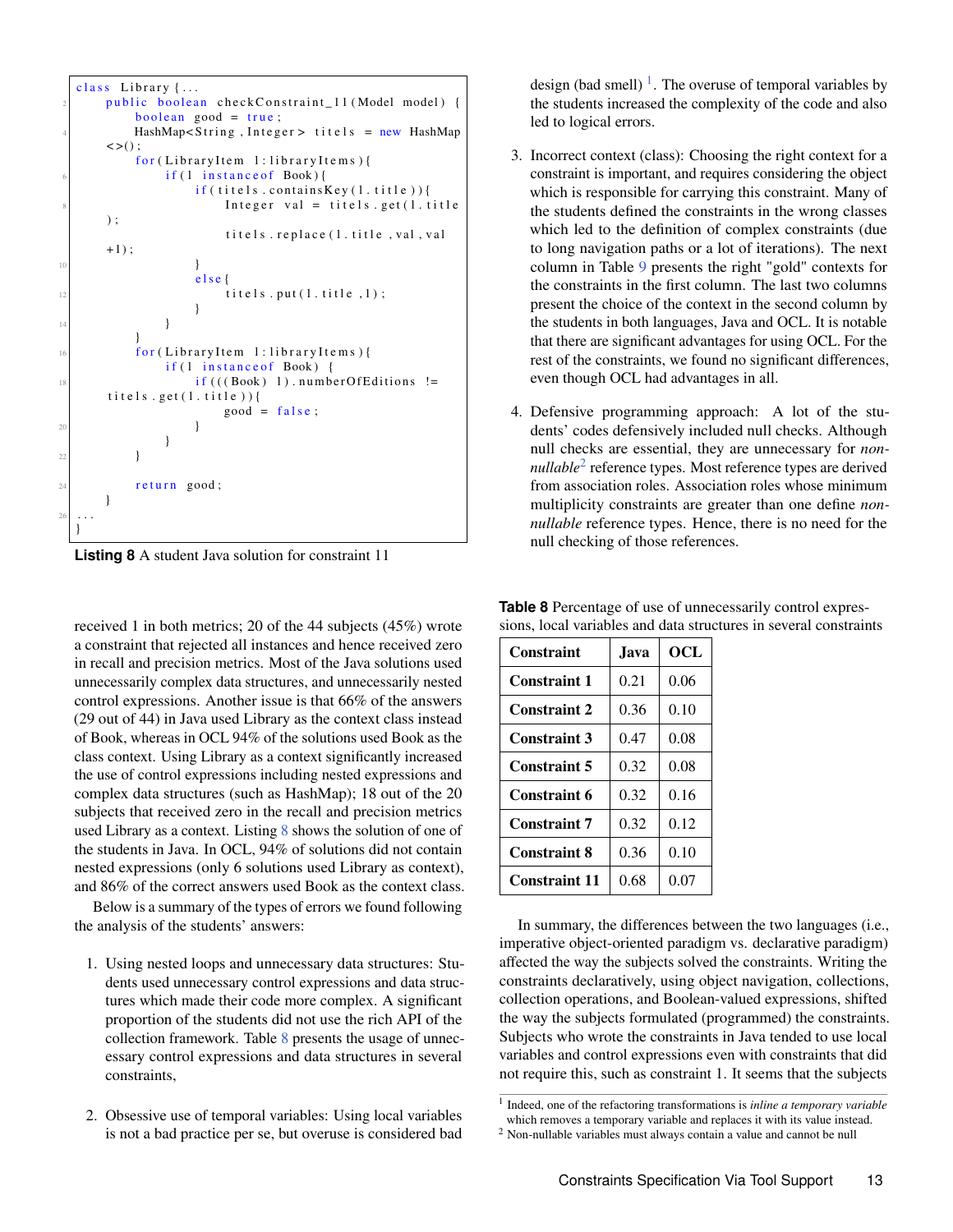```java
class Library{...
    public boolean checkConstraint_11(Model model) {
        boolean good = true;
        HashMap<String,Integer> titels = new HashMap
    <>();
        for(LibraryItem l:libraryItems){
            if(l instanceof Book){
                if(titels.containsKey(l.title)){
                    Integer val = titels.get(l.title
    );
                    titels.replace(l.title,val,val
    +1);
                }
                else{
                    titels.put(l.title,1);
                }
            }
        }
        for(LibraryItem l:libraryItems){
            if(l instanceof Book) {
                if(((Book) l).numberOfEditions !=
 titels.get(l.title)){
                    good = false;
                }
            }
        }

        return good;
    }
...
}
```

**Listing 8** A student Java solution for constraint 11

received 1 in both metrics; 20 of the 44 subjects (45%) wrote a constraint that rejected all instances and hence received zero in recall and precision metrics. Most of the Java solutions used unnecessarily complex data structures, and unnecessarily nested control expressions. Another issue is that 66% of the answers (29 out of 44) in Java used Library as the context class instead of Book, whereas in OCL 94% of the solutions used Book as the class context. Using Library as a context significantly increased the use of control expressions including nested expressions and complex data structures (such as HashMap); 18 out of the 20 subjects that received zero in the recall and precision metrics used Library as a context. Listing 8 shows the solution of one of the students in Java. In OCL, 94% of solutions did not contain nested expressions (only 6 solutions used Library as context), and 86% of the correct answers used Book as the context class.

Below is a summary of the types of errors we found following the analysis of the students' answers:

1. Using nested loops and unnecessary data structures: Students used unnecessary control expressions and data structures which made their code more complex. A significant proportion of the students did not use the rich API of the collection framework. Table 8 presents the usage of unnecessary control expressions and data structures in several constraints,

2. Obsessive use of temporal variables: Using local variables is not a bad practice per se, but overuse is considered bad design (bad smell) [1]. The overuse of temporal variables by the students increased the complexity of the code and also led to logical errors.

3. Incorrect context (class): Choosing the right context for a constraint is important, and requires considering the object which is responsible for carrying this constraint. Many of the students defined the constraints in the wrong classes which led to the definition of complex constraints (due to long navigation paths or a lot of iterations). The next column in Table 9 presents the right "gold" contexts for the constraints in the first column. The last two columns present the choice of the context in the second column by the students in both languages, Java and OCL. It is notable that there are significant advantages for using OCL. For the rest of the constraints, we found no significant differences, even though OCL had advantages in all.

4. Defensive programming approach: A lot of the students' codes defensively included null checks. Although null checks are essential, they are unnecessary for *non-nullable*[2] reference types. Most reference types are derived from association roles. Association roles whose minimum multiplicity constraints are greater than one define *non-nullable* reference types. Hence, there is no need for the null checking of those references.

**Table 8** Percentage of use of unnecessarily control expressions, local variables and data structures in several constraints

| Constraint | Java | OCL |
|---|---|---|
| Constraint 1 | 0.21 | 0.06 |
| Constraint 2 | 0.36 | 0.10 |
| Constraint 3 | 0.47 | 0.08 |
| Constraint 5 | 0.32 | 0.08 |
| Constraint 6 | 0.32 | 0.16 |
| Constraint 7 | 0.32 | 0.12 |
| Constraint 8 | 0.36 | 0.10 |
| Constraint 11 | 0.68 | 0.07 |

In summary, the differences between the two languages (i.e., imperative object-oriented paradigm vs. declarative paradigm) affected the way the subjects solved the constraints. Writing the constraints declaratively, using object navigation, collections, collection operations, and Boolean-valued expressions, shifted the way the subjects formulated (programmed) the constraints. Subjects who wrote the constraints in Java tended to use local variables and control expressions even with constraints that did not require this, such as constraint 1. It seems that the subjects

[1] Indeed, one of the refactoring transformations is *inline a temporary variable* which removes a temporary variable and replaces it with its value instead.

[2] Non-nullable variables must always contain a value and cannot be null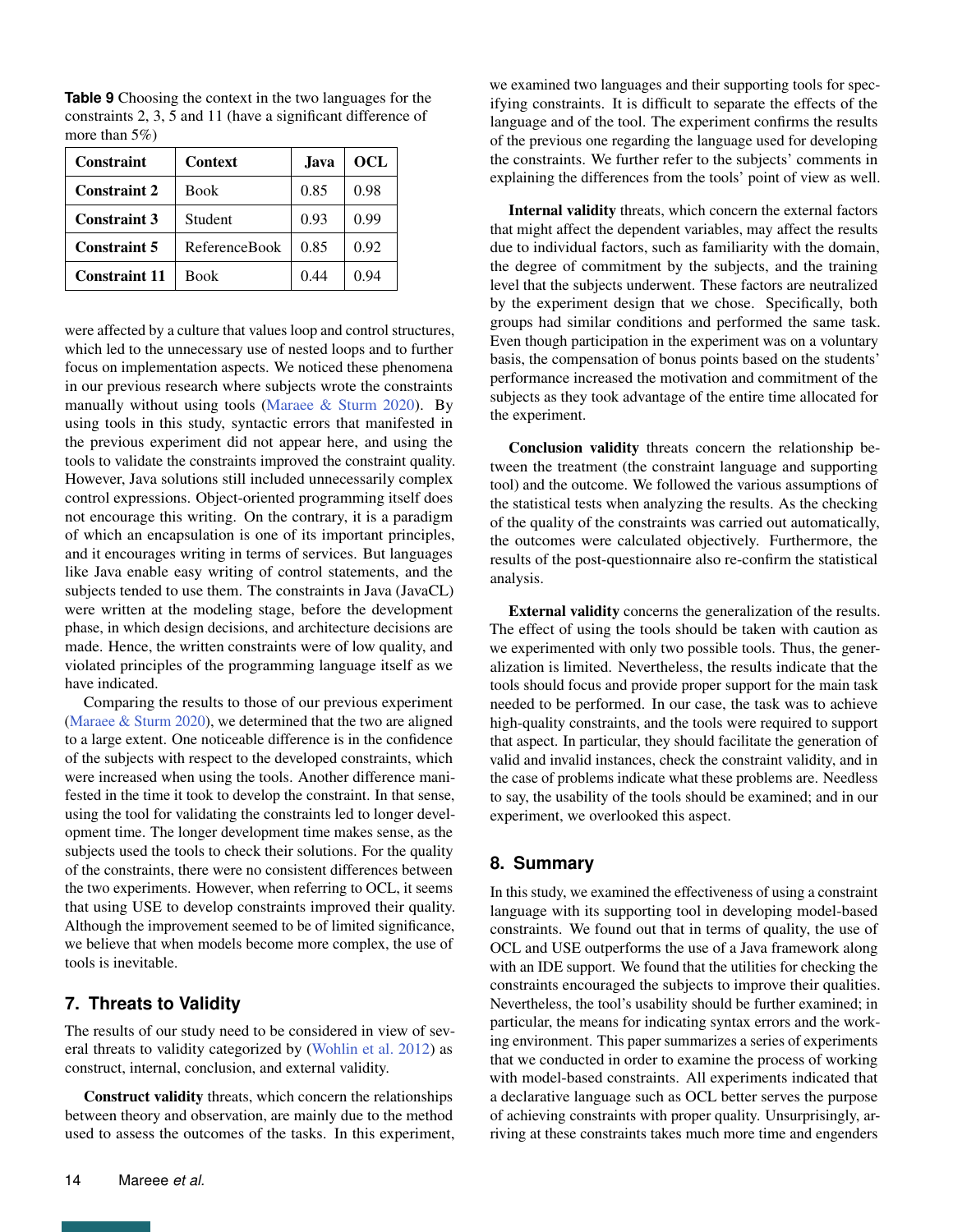**Table 9** Choosing the context in the two languages for the constraints 2, 3, 5 and 11 (have a significant difference of more than 5%)

| Constraint | Context | Java | OCL |
|---|---|---|---|
| **Constraint 2** | Book | 0.85 | 0.98 |
| **Constraint 3** | Student | 0.93 | 0.99 |
| **Constraint 5** | ReferenceBook | 0.85 | 0.92 |
| **Constraint 11** | Book | 0.44 | 0.94 |

were affected by a culture that values loop and control structures, which led to the unnecessary use of nested loops and to further focus on implementation aspects. We noticed these phenomena in our previous research where subjects wrote the constraints manually without using tools (Maraee & Sturm 2020). By using tools in this study, syntactic errors that manifested in the previous experiment did not appear here, and using the tools to validate the constraints improved the constraint quality. However, Java solutions still included unnecessarily complex control expressions. Object-oriented programming itself does not encourage this writing. On the contrary, it is a paradigm of which an encapsulation is one of its important principles, and it encourages writing in terms of services. But languages like Java enable easy writing of control statements, and the subjects tended to use them. The constraints in Java (JavaCL) were written at the modeling stage, before the development phase, in which design decisions, and architecture decisions are made. Hence, the written constraints were of low quality, and violated principles of the programming language itself as we have indicated.

Comparing the results to those of our previous experiment (Maraee & Sturm 2020), we determined that the two are aligned to a large extent. One noticeable difference is in the confidence of the subjects with respect to the developed constraints, which were increased when using the tools. Another difference manifested in the time it took to develop the constraint. In that sense, using the tool for validating the constraints led to longer development time. The longer development time makes sense, as the subjects used the tools to check their solutions. For the quality of the constraints, there were no consistent differences between the two experiments. However, when referring to OCL, it seems that using USE to develop constraints improved their quality. Although the improvement seemed to be of limited significance, we believe that when models become more complex, the use of tools is inevitable.

## 7. Threats to Validity

The results of our study need to be considered in view of several threats to validity categorized by (Wohlin et al. 2012) as construct, internal, conclusion, and external validity.

**Construct validity** threats, which concern the relationships between theory and observation, are mainly due to the method used to assess the outcomes of the tasks. In this experiment, we examined two languages and their supporting tools for specifying constraints. It is difficult to separate the effects of the language and of the tool. The experiment confirms the results of the previous one regarding the language used for developing the constraints. We further refer to the subjects' comments in explaining the differences from the tools' point of view as well.

**Internal validity** threats, which concern the external factors that might affect the dependent variables, may affect the results due to individual factors, such as familiarity with the domain, the degree of commitment by the subjects, and the training level that the subjects underwent. These factors are neutralized by the experiment design that we chose. Specifically, both groups had similar conditions and performed the same task. Even though participation in the experiment was on a voluntary basis, the compensation of bonus points based on the students' performance increased the motivation and commitment of the subjects as they took advantage of the entire time allocated for the experiment.

**Conclusion validity** threats concern the relationship between the treatment (the constraint language and supporting tool) and the outcome. We followed the various assumptions of the statistical tests when analyzing the results. As the checking of the quality of the constraints was carried out automatically, the outcomes were calculated objectively. Furthermore, the results of the post-questionnaire also re-confirm the statistical analysis.

**External validity** concerns the generalization of the results. The effect of using the tools should be taken with caution as we experimented with only two possible tools. Thus, the generalization is limited. Nevertheless, the results indicate that the tools should focus and provide proper support for the main task needed to be performed. In our case, the task was to achieve high-quality constraints, and the tools were required to support that aspect. In particular, they should facilitate the generation of valid and invalid instances, check the constraint validity, and in the case of problems indicate what these problems are. Needless to say, the usability of the tools should be examined; and in our experiment, we overlooked this aspect.

## 8. Summary

In this study, we examined the effectiveness of using a constraint language with its supporting tool in developing model-based constraints. We found out that in terms of quality, the use of OCL and USE outperforms the use of a Java framework along with an IDE support. We found that the utilities for checking the constraints encouraged the subjects to improve their qualities. Nevertheless, the tool's usability should be further examined; in particular, the means for indicating syntax errors and the working environment. This paper summarizes a series of experiments that we conducted in order to examine the process of working with model-based constraints. All experiments indicated that a declarative language such as OCL better serves the purpose of achieving constraints with proper quality. Unsurprisingly, arriving at these constraints takes much more time and engenders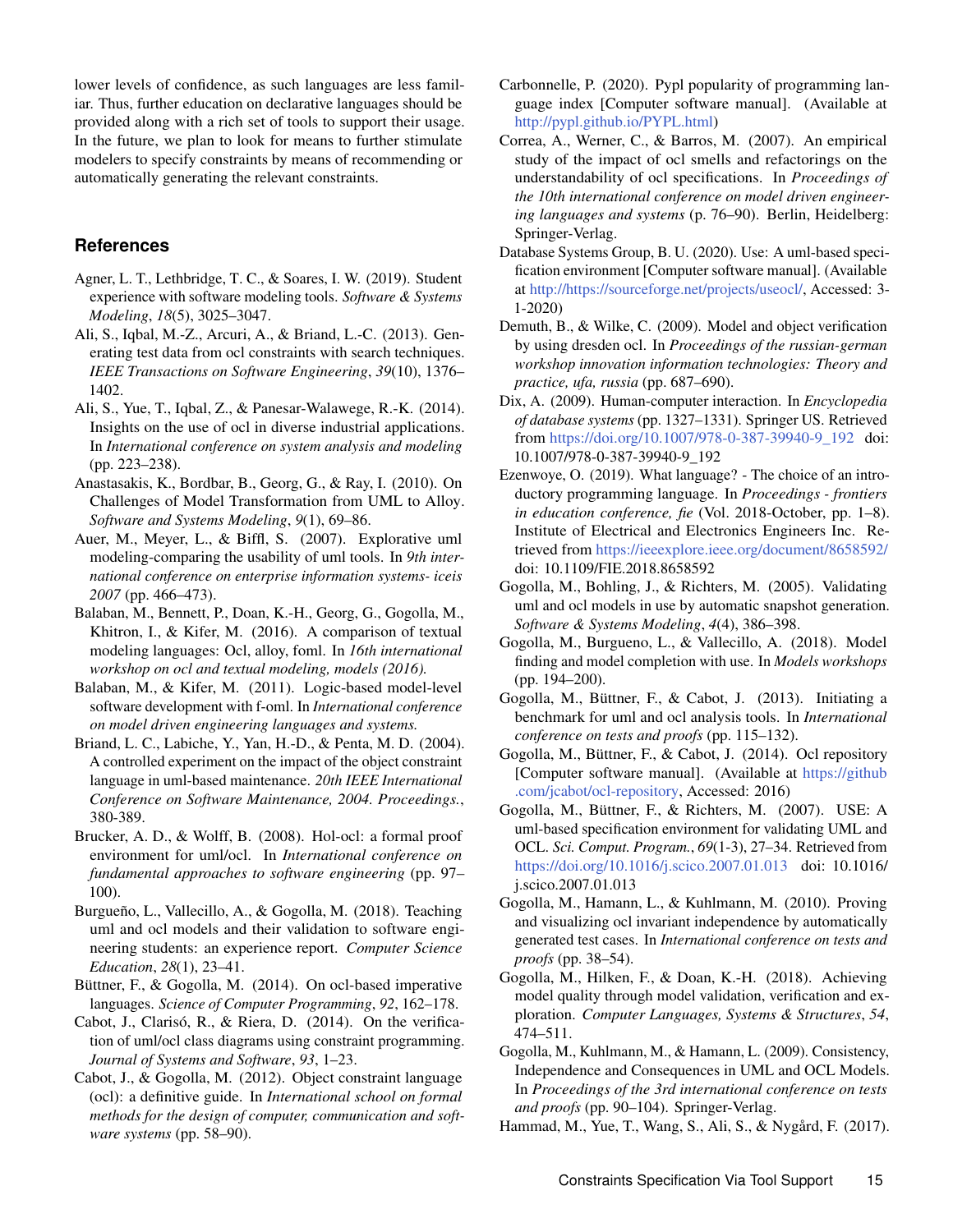lower levels of confidence, as such languages are less familiar. Thus, further education on declarative languages should be provided along with a rich set of tools to support their usage. In the future, we plan to look for means to further stimulate modelers to specify constraints by means of recommending or automatically generating the relevant constraints.

## References

Agner, L. T., Lethbridge, T. C., & Soares, I. W. (2019). Student experience with software modeling tools. *Software & Systems Modeling*, *18*(5), 3025–3047.

Ali, S., Iqbal, M.-Z., Arcuri, A., & Briand, L.-C. (2013). Generating test data from ocl constraints with search techniques. *IEEE Transactions on Software Engineering*, *39*(10), 1376–1402.

Ali, S., Yue, T., Iqbal, Z., & Panesar-Walawege, R.-K. (2014). Insights on the use of ocl in diverse industrial applications. In *International conference on system analysis and modeling* (pp. 223–238).

Anastasakis, K., Bordbar, B., Georg, G., & Ray, I. (2010). On Challenges of Model Transformation from UML to Alloy. *Software and Systems Modeling*, *9*(1), 69–86.

Auer, M., Meyer, L., & Biffl, S. (2007). Explorative uml modeling-comparing the usability of uml tools. In *9th international conference on enterprise information systems- iceis 2007* (pp. 466–473).

Balaban, M., Bennett, P., Doan, K.-H., Georg, G., Gogolla, M., Khitron, I., & Kifer, M. (2016). A comparison of textual modeling languages: Ocl, alloy, foml. In *16th international workshop on ocl and textual modeling, models (2016).*

Balaban, M., & Kifer, M. (2011). Logic-based model-level software development with f-oml. In *International conference on model driven engineering languages and systems.*

Briand, L. C., Labiche, Y., Yan, H.-D., & Penta, M. D. (2004). A controlled experiment on the impact of the object constraint language in uml-based maintenance. *20th IEEE International Conference on Software Maintenance, 2004. Proceedings.*, 380-389.

Brucker, A. D., & Wolff, B. (2008). Hol-ocl: a formal proof environment for uml/ocl. In *International conference on fundamental approaches to software engineering* (pp. 97–100).

Burgueño, L., Vallecillo, A., & Gogolla, M. (2018). Teaching uml and ocl models and their validation to software engineering students: an experience report. *Computer Science Education*, *28*(1), 23–41.

Büttner, F., & Gogolla, M. (2014). On ocl-based imperative languages. *Science of Computer Programming*, *92*, 162–178.

Cabot, J., Clarisó, R., & Riera, D. (2014). On the verification of uml/ocl class diagrams using constraint programming. *Journal of Systems and Software*, *93*, 1–23.

Cabot, J., & Gogolla, M. (2012). Object constraint language (ocl): a definitive guide. In *International school on formal methods for the design of computer, communication and software systems* (pp. 58–90).

Carbonnelle, P. (2020). Pypl popularity of programming language index [Computer software manual]. (Available at http://pypl.github.io/PYPL.html)

Correa, A., Werner, C., & Barros, M. (2007). An empirical study of the impact of ocl smells and refactorings on the understandability of ocl specifications. In *Proceedings of the 10th international conference on model driven engineering languages and systems* (p. 76–90). Berlin, Heidelberg: Springer-Verlag.

Database Systems Group, B. U. (2020). Use: A uml-based specification environment [Computer software manual]. (Available at http://https://sourceforge.net/projects/useocl/, Accessed: 3-1-2020)

Demuth, B., & Wilke, C. (2009). Model and object verification by using dresden ocl. In *Proceedings of the russian-german workshop innovation information technologies: Theory and practice, ufa, russia* (pp. 687–690).

Dix, A. (2009). Human-computer interaction. In *Encyclopedia of database systems* (pp. 1327–1331). Springer US. Retrieved from https://doi.org/10.1007/978-0-387-39940-9_192 doi: 10.1007/978-0-387-39940-9_192

Ezenwoye, O. (2019). What language? - The choice of an introductory programming language. In *Proceedings - frontiers in education conference, fie* (Vol. 2018-October, pp. 1–8). Institute of Electrical and Electronics Engineers Inc. Retrieved from https://ieeexplore.ieee.org/document/8658592/ doi: 10.1109/FIE.2018.8658592

Gogolla, M., Bohling, J., & Richters, M. (2005). Validating uml and ocl models in use by automatic snapshot generation. *Software & Systems Modeling*, *4*(4), 386–398.

Gogolla, M., Burgueno, L., & Vallecillo, A. (2018). Model finding and model completion with use. In *Models workshops* (pp. 194–200).

Gogolla, M., Büttner, F., & Cabot, J. (2013). Initiating a benchmark for uml and ocl analysis tools. In *International conference on tests and proofs* (pp. 115–132).

Gogolla, M., Büttner, F., & Cabot, J. (2014). Ocl repository [Computer software manual]. (Available at https://github.com/jcabot/ocl-repository, Accessed: 2016)

Gogolla, M., Büttner, F., & Richters, M. (2007). USE: A uml-based specification environment for validating UML and OCL. *Sci. Comput. Program.*, *69*(1-3), 27–34. Retrieved from https://doi.org/10.1016/j.scico.2007.01.013 doi: 10.1016/j.scico.2007.01.013

Gogolla, M., Hamann, L., & Kuhlmann, M. (2010). Proving and visualizing ocl invariant independence by automatically generated test cases. In *International conference on tests and proofs* (pp. 38–54).

Gogolla, M., Hilken, F., & Doan, K.-H. (2018). Achieving model quality through model validation, verification and exploration. *Computer Languages, Systems & Structures*, *54*, 474–511.

Gogolla, M., Kuhlmann, M., & Hamann, L. (2009). Consistency, Independence and Consequences in UML and OCL Models. In *Proceedings of the 3rd international conference on tests and proofs* (pp. 90–104). Springer-Verlag.

Hammad, M., Yue, T., Wang, S., Ali, S., & Nygård, F. (2017).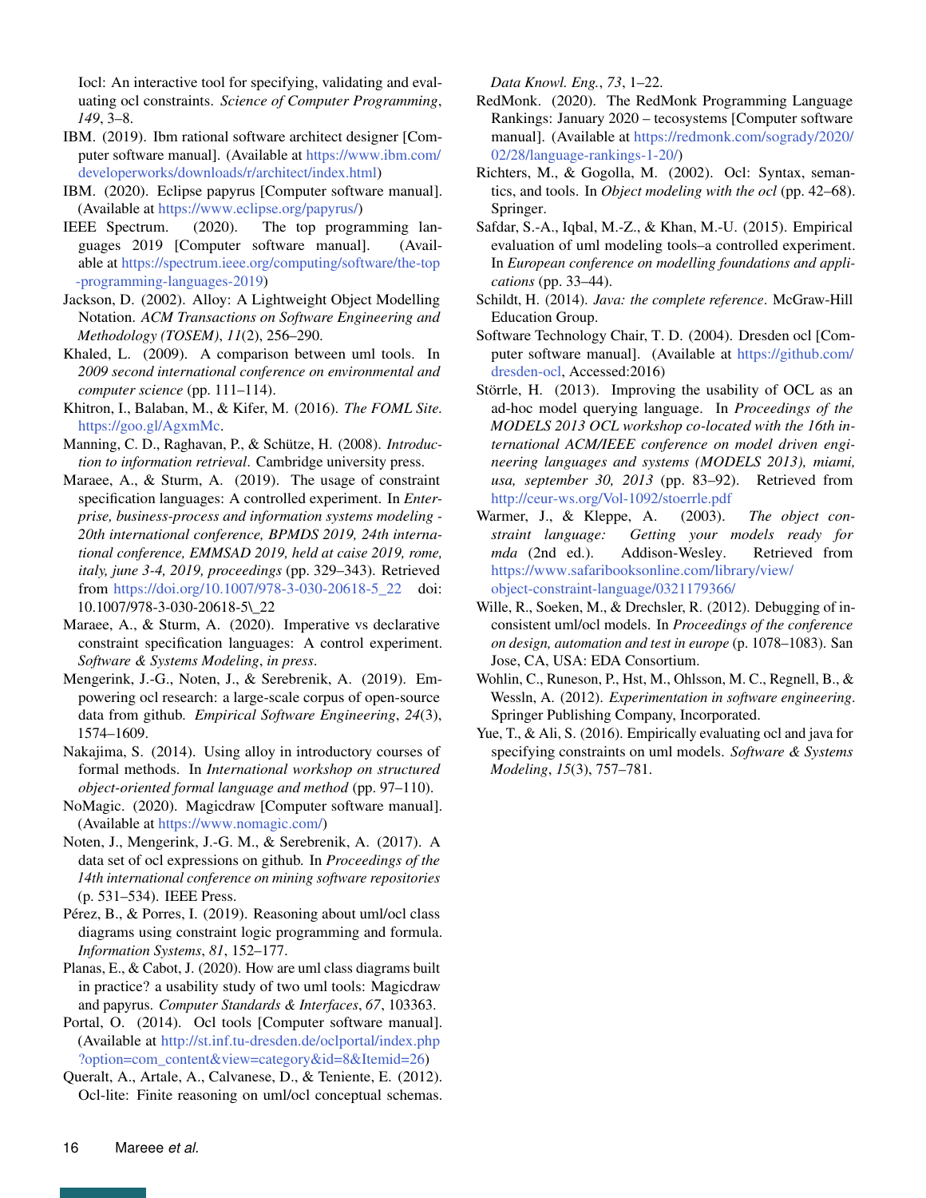Iocl: An interactive tool for specifying, validating and evaluating ocl constraints. *Science of Computer Programming*, *149*, 3–8.

IBM. (2019). Ibm rational software architect designer [Computer software manual]. (Available at https://www.ibm.com/developerworks/downloads/r/architect/index.html)

IBM. (2020). Eclipse papyrus [Computer software manual]. (Available at https://www.eclipse.org/papyrus/)

IEEE Spectrum. (2020). The top programming languages 2019 [Computer software manual]. (Available at https://spectrum.ieee.org/computing/software/the-top-programming-languages-2019)

Jackson, D. (2002). Alloy: A Lightweight Object Modelling Notation. *ACM Transactions on Software Engineering and Methodology (TOSEM)*, *11*(2), 256–290.

Khaled, L. (2009). A comparison between uml tools. In *2009 second international conference on environmental and computer science* (pp. 111–114).

Khitron, I., Balaban, M., & Kifer, M. (2016). *The FOML Site.* https://goo.gl/AgxmMc.

Manning, C. D., Raghavan, P., & Schütze, H. (2008). *Introduction to information retrieval*. Cambridge university press.

Maraee, A., & Sturm, A. (2019). The usage of constraint specification languages: A controlled experiment. In *Enterprise, business-process and information systems modeling - 20th international conference, BPMDS 2019, 24th international conference, EMMSAD 2019, held at caise 2019, rome, italy, june 3-4, 2019, proceedings* (pp. 329–343). Retrieved from https://doi.org/10.1007/978-3-030-20618-5_22 doi: 10.1007/978-3-030-20618-5\_22

Maraee, A., & Sturm, A. (2020). Imperative vs declarative constraint specification languages: A control experiment. *Software & Systems Modeling*, *in press*.

Mengerink, J.-G., Noten, J., & Serebrenik, A. (2019). Empowering ocl research: a large-scale corpus of open-source data from github. *Empirical Software Engineering*, *24*(3), 1574–1609.

Nakajima, S. (2014). Using alloy in introductory courses of formal methods. In *International workshop on structured object-oriented formal language and method* (pp. 97–110).

NoMagic. (2020). Magicdraw [Computer software manual]. (Available at https://www.nomagic.com/)

Noten, J., Mengerink, J.-G. M., & Serebrenik, A. (2017). A data set of ocl expressions on github. In *Proceedings of the 14th international conference on mining software repositories* (p. 531–534). IEEE Press.

Pérez, B., & Porres, I. (2019). Reasoning about uml/ocl class diagrams using constraint logic programming and formula. *Information Systems*, *81*, 152–177.

Planas, E., & Cabot, J. (2020). How are uml class diagrams built in practice? a usability study of two uml tools: Magicdraw and papyrus. *Computer Standards & Interfaces*, *67*, 103363.

Portal, O. (2014). Ocl tools [Computer software manual]. (Available at http://st.inf.tu-dresden.de/oclportal/index.php?option=com_content&view=category&id=8&Itemid=26)

Queralt, A., Artale, A., Calvanese, D., & Teniente, E. (2012). Ocl-lite: Finite reasoning on uml/ocl conceptual schemas. *Data Knowl. Eng.*, *73*, 1–22.

RedMonk. (2020). The RedMonk Programming Language Rankings: January 2020 – tecosystems [Computer software manual]. (Available at https://redmonk.com/sogrady/2020/02/28/language-rankings-1-20/)

Richters, M., & Gogolla, M. (2002). Ocl: Syntax, semantics, and tools. In *Object modeling with the ocl* (pp. 42–68). Springer.

Safdar, S.-A., Iqbal, M.-Z., & Khan, M.-U. (2015). Empirical evaluation of uml modeling tools–a controlled experiment. In *European conference on modelling foundations and applications* (pp. 33–44).

Schildt, H. (2014). *Java: the complete reference*. McGraw-Hill Education Group.

Software Technology Chair, T. D. (2004). Dresden ocl [Computer software manual]. (Available at https://github.com/dresden-ocl, Accessed:2016)

Störrle, H. (2013). Improving the usability of OCL as an ad-hoc model querying language. In *Proceedings of the MODELS 2013 OCL workshop co-located with the 16th international ACM/IEEE conference on model driven engineering languages and systems (MODELS 2013), miami, usa, september 30, 2013* (pp. 83–92). Retrieved from http://ceur-ws.org/Vol-1092/stoerrle.pdf

Warmer, J., & Kleppe, A. (2003). *The object constraint language: Getting your models ready for mda* (2nd ed.). Addison-Wesley. Retrieved from https://www.safaribooksonline.com/library/view/object-constraint-language/0321179366/

Wille, R., Soeken, M., & Drechsler, R. (2012). Debugging of inconsistent uml/ocl models. In *Proceedings of the conference on design, automation and test in europe* (p. 1078–1083). San Jose, CA, USA: EDA Consortium.

Wohlin, C., Runeson, P., Hst, M., Ohlsson, M. C., Regnell, B., & Wessln, A. (2012). *Experimentation in software engineering*. Springer Publishing Company, Incorporated.

Yue, T., & Ali, S. (2016). Empirically evaluating ocl and java for specifying constraints on uml models. *Software & Systems Modeling*, *15*(3), 757–781.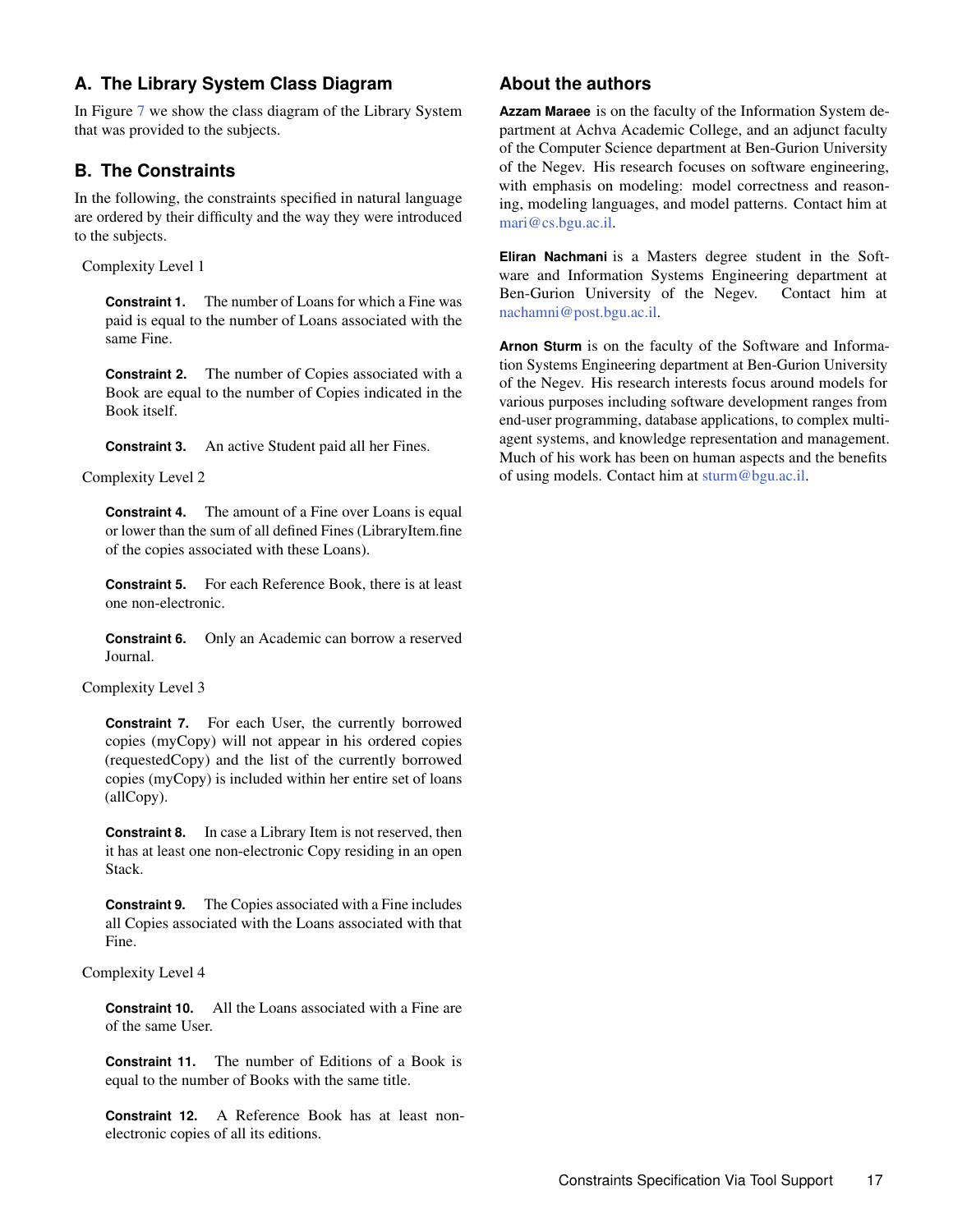## A. The Library System Class Diagram

In Figure 7 we show the class diagram of the Library System that was provided to the subjects.

## B. The Constraints

In the following, the constraints specified in natural language are ordered by their difficulty and the way they were introduced to the subjects.

Complexity Level 1

**Constraint 1.** The number of Loans for which a Fine was paid is equal to the number of Loans associated with the same Fine.

**Constraint 2.** The number of Copies associated with a Book are equal to the number of Copies indicated in the Book itself.

**Constraint 3.** An active Student paid all her Fines.

Complexity Level 2

**Constraint 4.** The amount of a Fine over Loans is equal or lower than the sum of all defined Fines (LibraryItem.fine of the copies associated with these Loans).

**Constraint 5.** For each Reference Book, there is at least one non-electronic.

**Constraint 6.** Only an Academic can borrow a reserved Journal.

Complexity Level 3

**Constraint 7.** For each User, the currently borrowed copies (myCopy) will not appear in his ordered copies (requestedCopy) and the list of the currently borrowed copies (myCopy) is included within her entire set of loans (allCopy).

**Constraint 8.** In case a Library Item is not reserved, then it has at least one non-electronic Copy residing in an open Stack.

**Constraint 9.** The Copies associated with a Fine includes all Copies associated with the Loans associated with that Fine.

Complexity Level 4

**Constraint 10.** All the Loans associated with a Fine are of the same User.

**Constraint 11.** The number of Editions of a Book is equal to the number of Books with the same title.

**Constraint 12.** A Reference Book has at least non-electronic copies of all its editions.

## About the authors

**Azzam Maraee** is on the faculty of the Information System department at Achva Academic College, and an adjunct faculty of the Computer Science department at Ben-Gurion University of the Negev. His research focuses on software engineering, with emphasis on modeling: model correctness and reasoning, modeling languages, and model patterns. Contact him at mari@cs.bgu.ac.il.

**Eliran Nachmani** is a Masters degree student in the Software and Information Systems Engineering department at Ben-Gurion University of the Negev. Contact him at nachamni@post.bgu.ac.il.

**Arnon Sturm** is on the faculty of the Software and Information Systems Engineering department at Ben-Gurion University of the Negev. His research interests focus around models for various purposes including software development ranges from end-user programming, database applications, to complex multi-agent systems, and knowledge representation and management. Much of his work has been on human aspects and the benefits of using models. Contact him at sturm@bgu.ac.il.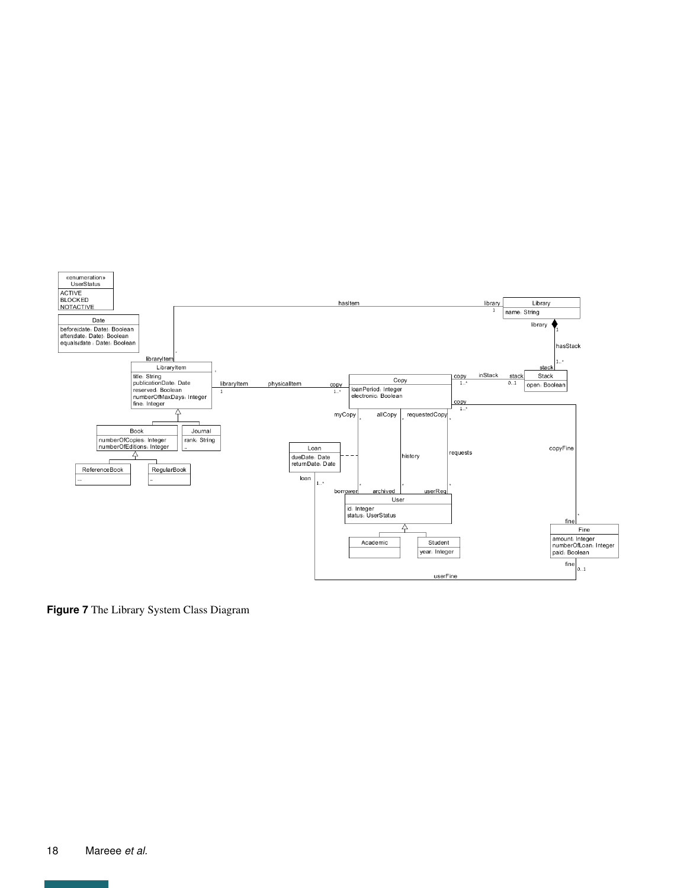«enumeration»
UserStatus
ACTIVE
BLOCKED
NOTACTIVE

Date
before(date: Date): Boolean
after(date: Date): Boolean
equals(date : Date): Boolean

hasItem
library
1
Library
name: String
library
1
hasStack
stack
1..*

*
libraryItem
LibraryItem
title: String
publicationDate: Date
reserved: Boolean
numberOfMaxDays: Integer
fine: Integer
*

libraryItem
1
physicalItem
copy
1..*

Copy
loanPeriod: Integer
electronic: Boolean

copy
1..*
inStack
stack
0..1
Stack
open: Boolean

copy
1..*

Book
numberOfCopies: Integer
numberOfEditions: Integer

Journal
rank: String
..

ReferenceBook
...

RegularBook
..

myCopy
*
allCopy
*
requestedCopy
*

Loan
dueDate: Date
returnDate: Date

history
requests
copyFine

loan
1..*
borrower
*
archived
*
userReq
*

User
id: Integer
status: UserStatus

Academic

Student
year: Integer

*
fine
Fine
amount: Integer
numberOfLoan: Integer
paid: Boolean
fine
0..1

userFine

**Figure 7** The Library System Class Diagram